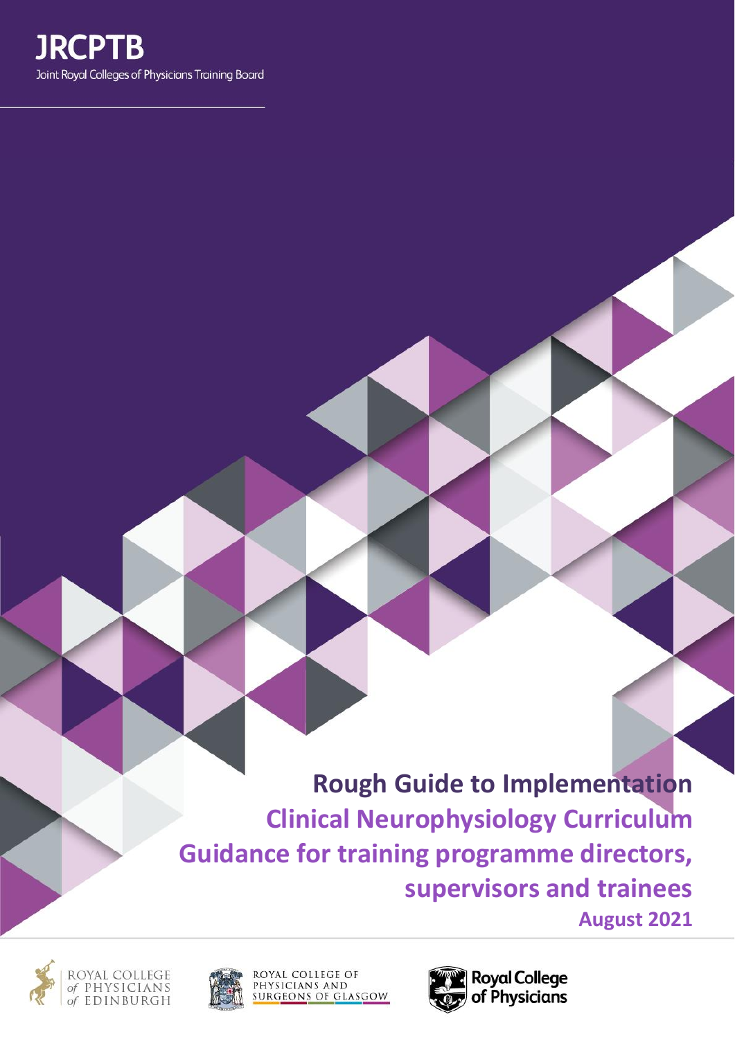**JRCPTB**

Joint Royal Colleges of Physicians Training Board

# Rough Guide to Implementation

## Clinical Neurophysiology Curriculum

## Guidance for training programme directors, supervisors and trainees

**August 2021**

ROYAL COLLEGE of PHYSICIANS of EDINBURGH

ROYAL COLLEGE OF PHYSICIANS AND SURGEONS OF GLASGOW

Royal College of Physicians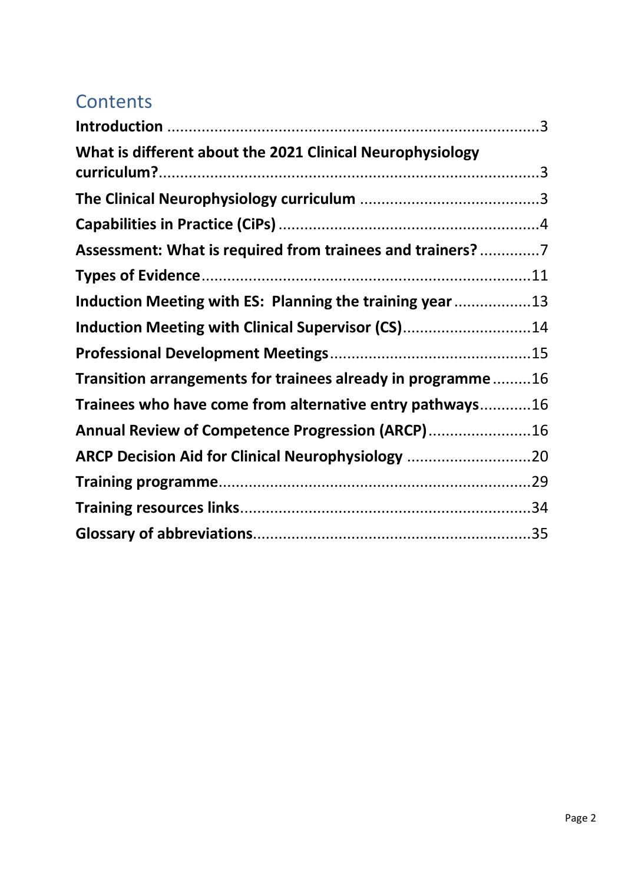## Contents

**Introduction** ........................................................................................3

**What is different about the 2021 Clinical Neurophysiology curriculum?**.........................................................................................3

**The Clinical Neurophysiology curriculum** ..........................................3

**Capabilities in Practice (CiPs)** .............................................................4

**Assessment: What is required from trainees and trainers?** ..............7

**Types of Evidence**..............................................................................11

**Induction Meeting with ES: Planning the training year** ..................13

**Induction Meeting with Clinical Supervisor (CS)**..............................14

**Professional Development Meetings**................................................15

**Transition arrangements for trainees already in programme** .........16

**Trainees who have come from alternative entry pathways**............16

**Annual Review of Competence Progression (ARCP)**........................16

**ARCP Decision Aid for Clinical Neurophysiology** .............................20

**Training programme**.........................................................................29

**Training resources links**....................................................................34

**Glossary of abbreviations**.................................................................35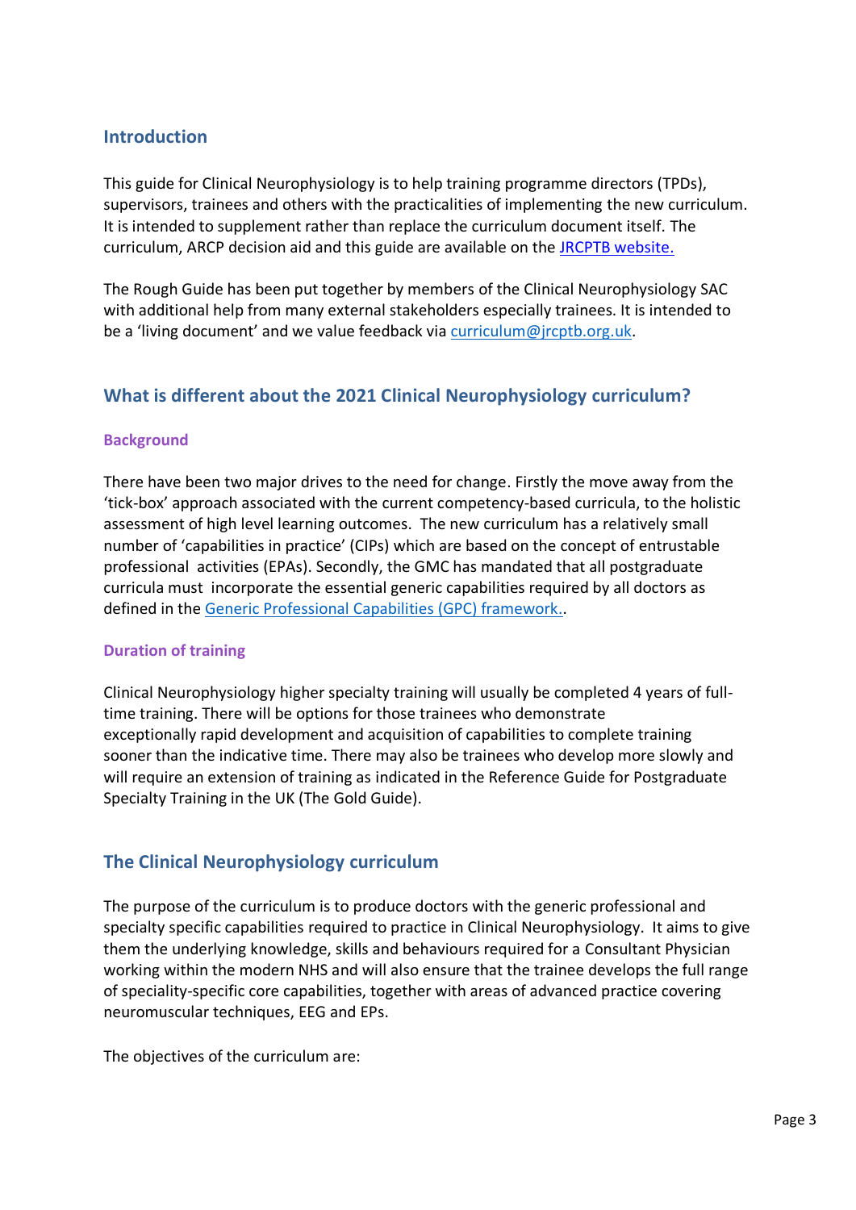## Introduction

This guide for Clinical Neurophysiology is to help training programme directors (TPDs), supervisors, trainees and others with the practicalities of implementing the new curriculum. It is intended to supplement rather than replace the curriculum document itself. The curriculum, ARCP decision aid and this guide are available on the [JRCPTB website.](#)

The Rough Guide has been put together by members of the Clinical Neurophysiology SAC with additional help from many external stakeholders especially trainees. It is intended to be a 'living document' and we value feedback via [curriculum@jrcptb.org.uk](mailto:curriculum@jrcptb.org.uk).

## What is different about the 2021 Clinical Neurophysiology curriculum?

### Background

There have been two major drives to the need for change. Firstly the move away from the 'tick-box' approach associated with the current competency-based curricula, to the holistic assessment of high level learning outcomes. The new curriculum has a relatively small number of 'capabilities in practice' (CIPs) which are based on the concept of entrustable professional activities (EPAs). Secondly, the GMC has mandated that all postgraduate curricula must incorporate the essential generic capabilities required by all doctors as defined in the [Generic Professional Capabilities (GPC) framework.](#).

### Duration of training

Clinical Neurophysiology higher specialty training will usually be completed 4 years of full-time training. There will be options for those trainees who demonstrate exceptionally rapid development and acquisition of capabilities to complete training sooner than the indicative time. There may also be trainees who develop more slowly and will require an extension of training as indicated in the Reference Guide for Postgraduate Specialty Training in the UK (The Gold Guide).

## The Clinical Neurophysiology curriculum

The purpose of the curriculum is to produce doctors with the generic professional and specialty specific capabilities required to practice in Clinical Neurophysiology. It aims to give them the underlying knowledge, skills and behaviours required for a Consultant Physician working within the modern NHS and will also ensure that the trainee develops the full range of speciality-specific core capabilities, together with areas of advanced practice covering neuromuscular techniques, EEG and EPs.

The objectives of the curriculum are: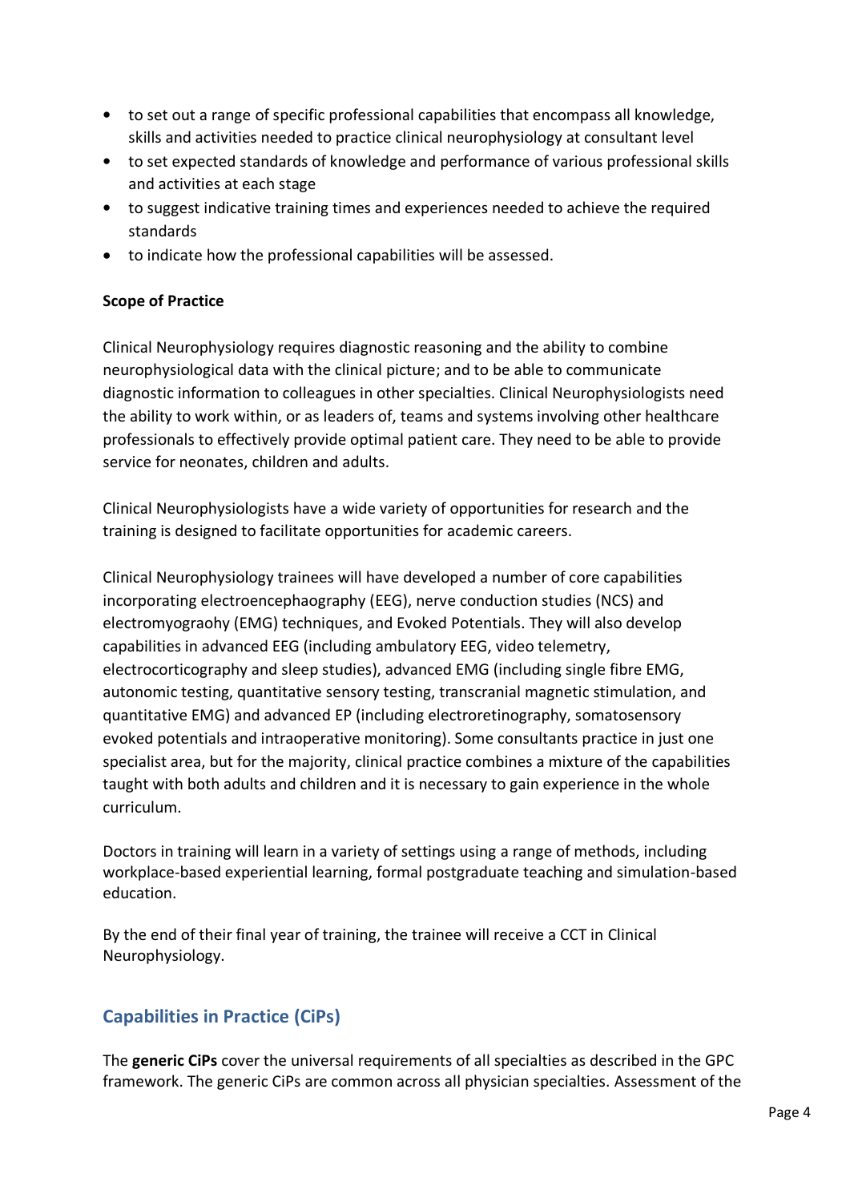- to set out a range of specific professional capabilities that encompass all knowledge, skills and activities needed to practice clinical neurophysiology at consultant level
- to set expected standards of knowledge and performance of various professional skills and activities at each stage
- to suggest indicative training times and experiences needed to achieve the required standards
- to indicate how the professional capabilities will be assessed.

**Scope of Practice**

Clinical Neurophysiology requires diagnostic reasoning and the ability to combine neurophysiological data with the clinical picture; and to be able to communicate diagnostic information to colleagues in other specialties. Clinical Neurophysiologists need the ability to work within, or as leaders of, teams and systems involving other healthcare professionals to effectively provide optimal patient care. They need to be able to provide service for neonates, children and adults.

Clinical Neurophysiologists have a wide variety of opportunities for research and the training is designed to facilitate opportunities for academic careers.

Clinical Neurophysiology trainees will have developed a number of core capabilities incorporating electroencephaography (EEG), nerve conduction studies (NCS) and electromyograohy (EMG) techniques, and Evoked Potentials. They will also develop capabilities in advanced EEG (including ambulatory EEG, video telemetry, electrocorticography and sleep studies), advanced EMG (including single fibre EMG, autonomic testing, quantitative sensory testing, transcranial magnetic stimulation, and quantitative EMG) and advanced EP (including electroretinography, somatosensory evoked potentials and intraoperative monitoring). Some consultants practice in just one specialist area, but for the majority, clinical practice combines a mixture of the capabilities taught with both adults and children and it is necessary to gain experience in the whole curriculum.

Doctors in training will learn in a variety of settings using a range of methods, including workplace-based experiential learning, formal postgraduate teaching and simulation-based education.

By the end of their final year of training, the trainee will receive a CCT in Clinical Neurophysiology.

## Capabilities in Practice (CiPs)

The **generic CiPs** cover the universal requirements of all specialties as described in the GPC framework. The generic CiPs are common across all physician specialties. Assessment of the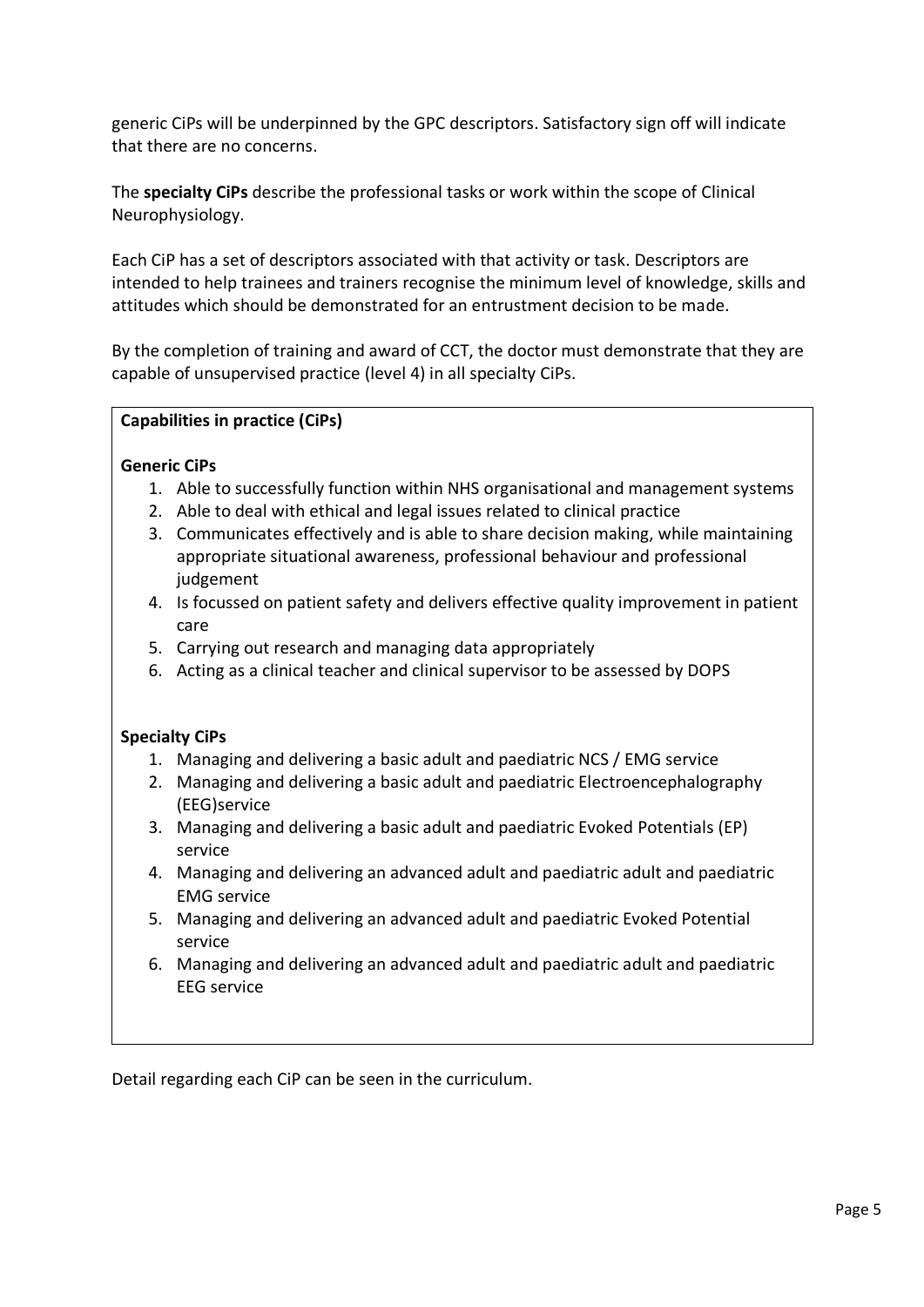generic CiPs will be underpinned by the GPC descriptors. Satisfactory sign off will indicate that there are no concerns.

The **specialty CiPs** describe the professional tasks or work within the scope of Clinical Neurophysiology.

Each CiP has a set of descriptors associated with that activity or task. Descriptors are intended to help trainees and trainers recognise the minimum level of knowledge, skills and attitudes which should be demonstrated for an entrustment decision to be made.

By the completion of training and award of CCT, the doctor must demonstrate that they are capable of unsupervised practice (level 4) in all specialty CiPs.

**Capabilities in practice (CiPs)**

**Generic CiPs**

1. Able to successfully function within NHS organisational and management systems
2. Able to deal with ethical and legal issues related to clinical practice
3. Communicates effectively and is able to share decision making, while maintaining appropriate situational awareness, professional behaviour and professional judgement
4. Is focussed on patient safety and delivers effective quality improvement in patient care
5. Carrying out research and managing data appropriately
6. Acting as a clinical teacher and clinical supervisor to be assessed by DOPS

**Specialty CiPs**

1. Managing and delivering a basic adult and paediatric NCS / EMG service
2. Managing and delivering a basic adult and paediatric Electroencephalography (EEG)service
3. Managing and delivering a basic adult and paediatric Evoked Potentials (EP) service
4. Managing and delivering an advanced adult and paediatric adult and paediatric EMG service
5. Managing and delivering an advanced adult and paediatric Evoked Potential service
6. Managing and delivering an advanced adult and paediatric adult and paediatric EEG service

Detail regarding each CiP can be seen in the curriculum.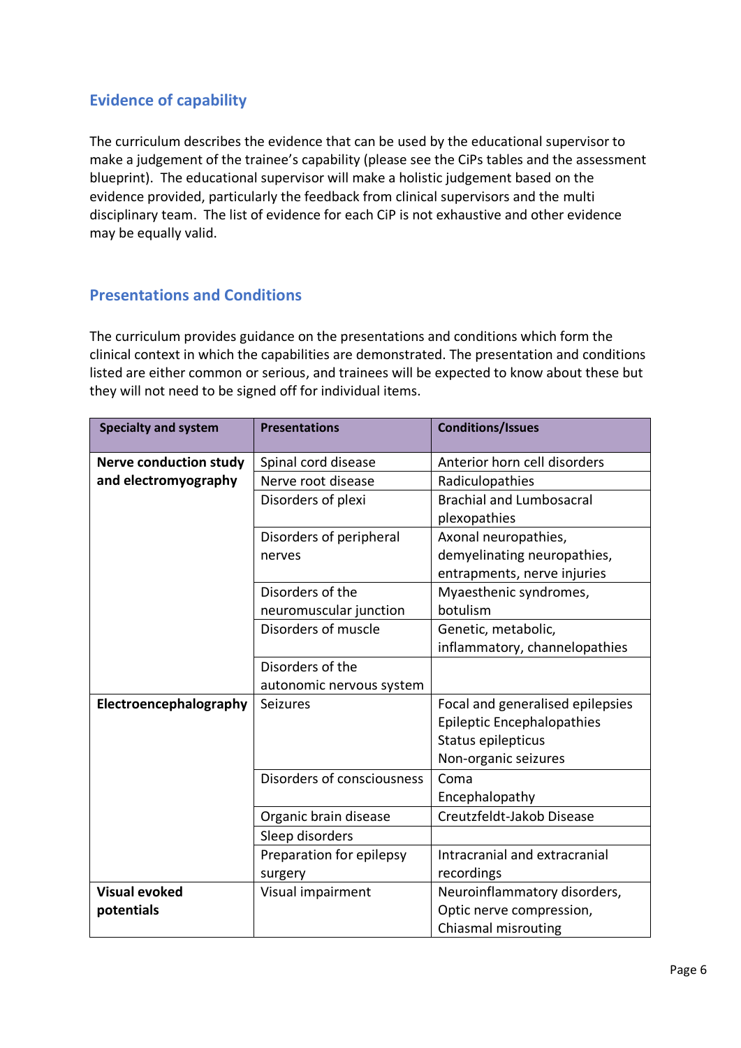## Evidence of capability

The curriculum describes the evidence that can be used by the educational supervisor to make a judgement of the trainee's capability (please see the CiPs tables and the assessment blueprint). The educational supervisor will make a holistic judgement based on the evidence provided, particularly the feedback from clinical supervisors and the multi disciplinary team. The list of evidence for each CiP is not exhaustive and other evidence may be equally valid.

## Presentations and Conditions

The curriculum provides guidance on the presentations and conditions which form the clinical context in which the capabilities are demonstrated. The presentation and conditions listed are either common or serious, and trainees will be expected to know about these but they will not need to be signed off for individual items.

| Specialty and system | Presentations | Conditions/Issues |
|---|---|---|
| **Nerve conduction study and electromyography** | Spinal cord disease | Anterior horn cell disorders |
| | Nerve root disease | Radiculopathies |
| | Disorders of plexi | Brachial and Lumbosacral plexopathies |
| | Disorders of peripheral nerves | Axonal neuropathies, demyelinating neuropathies, entrapments, nerve injuries |
| | Disorders of the neuromuscular junction | Myaesthenic syndromes, botulism |
| | Disorders of muscle | Genetic, metabolic, inflammatory, channelopathies |
| | Disorders of the autonomic nervous system | |
| **Electroencephalography** | Seizures | Focal and generalised epilepsies<br>Epileptic Encephalopathies<br>Status epilepticus<br>Non-organic seizures |
| | Disorders of consciousness | Coma<br>Encephalopathy |
| | Organic brain disease | Creutzfeldt-Jakob Disease |
| | Sleep disorders | |
| | Preparation for epilepsy surgery | Intracranial and extracranial recordings |
| **Visual evoked potentials** | Visual impairment | Neuroinflammatory disorders, Optic nerve compression, Chiasmal misrouting |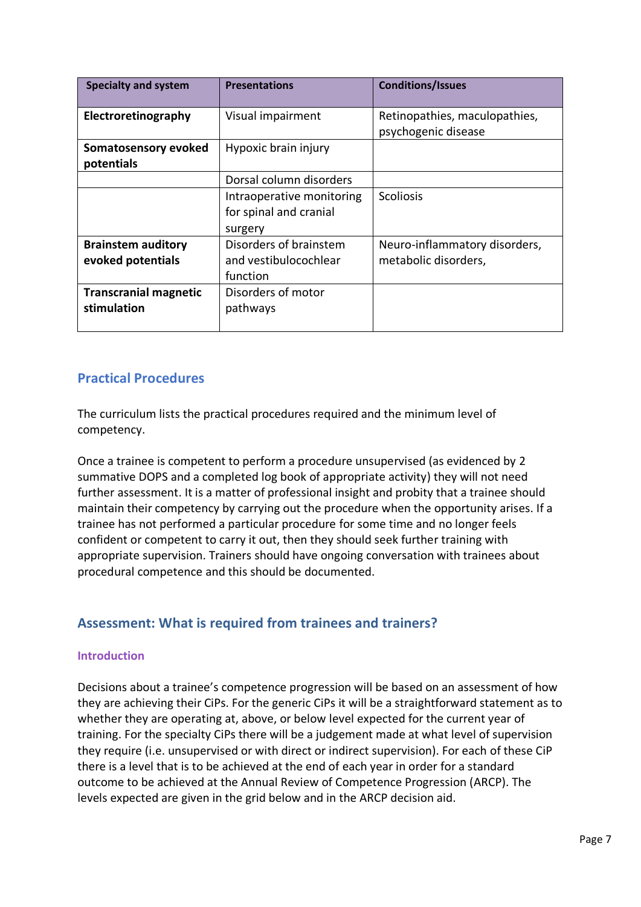| Specialty and system | Presentations | Conditions/Issues |
|---|---|---|
| **Electroretinography** | Visual impairment | Retinopathies, maculopathies, psychogenic disease |
| **Somatosensory evoked potentials** | Hypoxic brain injury | |
| | Dorsal column disorders | |
| | Intraoperative monitoring for spinal and cranial surgery | Scoliosis |
| **Brainstem auditory evoked potentials** | Disorders of brainstem and vestibulocochlear function | Neuro-inflammatory disorders, metabolic disorders, |
| **Transcranial magnetic stimulation** | Disorders of motor pathways | |

## Practical Procedures

The curriculum lists the practical procedures required and the minimum level of competency.

Once a trainee is competent to perform a procedure unsupervised (as evidenced by 2 summative DOPS and a completed log book of appropriate activity) they will not need further assessment. It is a matter of professional insight and probity that a trainee should maintain their competency by carrying out the procedure when the opportunity arises. If a trainee has not performed a particular procedure for some time and no longer feels confident or competent to carry it out, then they should seek further training with appropriate supervision. Trainers should have ongoing conversation with trainees about procedural competence and this should be documented.

## Assessment: What is required from trainees and trainers?

### Introduction

Decisions about a trainee's competence progression will be based on an assessment of how they are achieving their CiPs. For the generic CiPs it will be a straightforward statement as to whether they are operating at, above, or below level expected for the current year of training. For the specialty CiPs there will be a judgement made at what level of supervision they require (i.e. unsupervised or with direct or indirect supervision). For each of these CiP there is a level that is to be achieved at the end of each year in order for a standard outcome to be achieved at the Annual Review of Competence Progression (ARCP). The levels expected are given in the grid below and in the ARCP decision aid.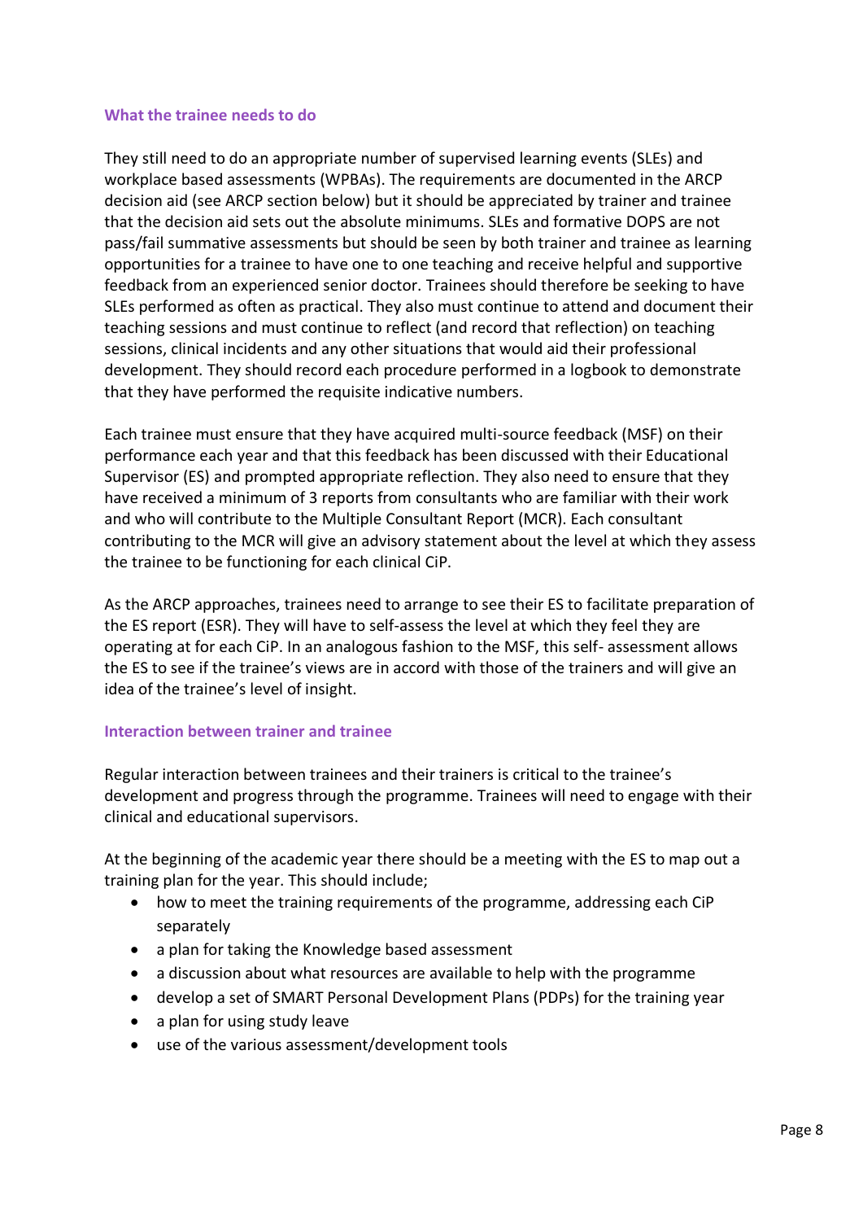### What the trainee needs to do

They still need to do an appropriate number of supervised learning events (SLEs) and workplace based assessments (WPBAs). The requirements are documented in the ARCP decision aid (see ARCP section below) but it should be appreciated by trainer and trainee that the decision aid sets out the absolute minimums. SLEs and formative DOPS are not pass/fail summative assessments but should be seen by both trainer and trainee as learning opportunities for a trainee to have one to one teaching and receive helpful and supportive feedback from an experienced senior doctor. Trainees should therefore be seeking to have SLEs performed as often as practical. They also must continue to attend and document their teaching sessions and must continue to reflect (and record that reflection) on teaching sessions, clinical incidents and any other situations that would aid their professional development. They should record each procedure performed in a logbook to demonstrate that they have performed the requisite indicative numbers.

Each trainee must ensure that they have acquired multi-source feedback (MSF) on their performance each year and that this feedback has been discussed with their Educational Supervisor (ES) and prompted appropriate reflection. They also need to ensure that they have received a minimum of 3 reports from consultants who are familiar with their work and who will contribute to the Multiple Consultant Report (MCR). Each consultant contributing to the MCR will give an advisory statement about the level at which they assess the trainee to be functioning for each clinical CiP.

As the ARCP approaches, trainees need to arrange to see their ES to facilitate preparation of the ES report (ESR). They will have to self-assess the level at which they feel they are operating at for each CiP. In an analogous fashion to the MSF, this self- assessment allows the ES to see if the trainee's views are in accord with those of the trainers and will give an idea of the trainee's level of insight.

### Interaction between trainer and trainee

Regular interaction between trainees and their trainers is critical to the trainee's development and progress through the programme. Trainees will need to engage with their clinical and educational supervisors.

At the beginning of the academic year there should be a meeting with the ES to map out a training plan for the year. This should include;

- how to meet the training requirements of the programme, addressing each CiP separately
- a plan for taking the Knowledge based assessment
- a discussion about what resources are available to help with the programme
- develop a set of SMART Personal Development Plans (PDPs) for the training year
- a plan for using study leave
- use of the various assessment/development tools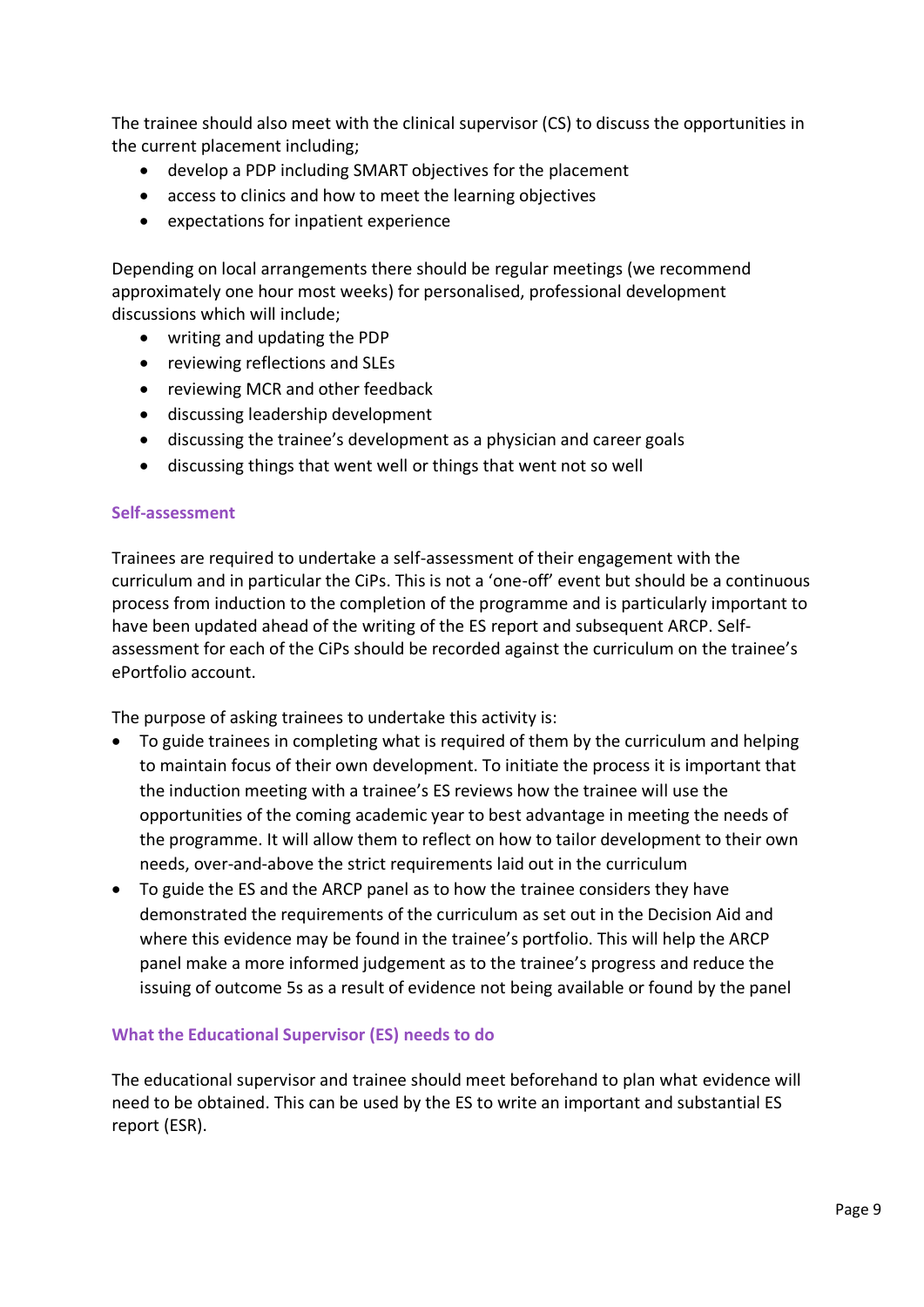The trainee should also meet with the clinical supervisor (CS) to discuss the opportunities in the current placement including;

- develop a PDP including SMART objectives for the placement
- access to clinics and how to meet the learning objectives
- expectations for inpatient experience

Depending on local arrangements there should be regular meetings (we recommend approximately one hour most weeks) for personalised, professional development discussions which will include;

- writing and updating the PDP
- reviewing reflections and SLEs
- reviewing MCR and other feedback
- discussing leadership development
- discussing the trainee's development as a physician and career goals
- discussing things that went well or things that went not so well

### Self-assessment

Trainees are required to undertake a self-assessment of their engagement with the curriculum and in particular the CiPs. This is not a 'one-off' event but should be a continuous process from induction to the completion of the programme and is particularly important to have been updated ahead of the writing of the ES report and subsequent ARCP. Self-assessment for each of the CiPs should be recorded against the curriculum on the trainee's ePortfolio account.

The purpose of asking trainees to undertake this activity is:

- To guide trainees in completing what is required of them by the curriculum and helping to maintain focus of their own development. To initiate the process it is important that the induction meeting with a trainee's ES reviews how the trainee will use the opportunities of the coming academic year to best advantage in meeting the needs of the programme. It will allow them to reflect on how to tailor development to their own needs, over-and-above the strict requirements laid out in the curriculum
- To guide the ES and the ARCP panel as to how the trainee considers they have demonstrated the requirements of the curriculum as set out in the Decision Aid and where this evidence may be found in the trainee's portfolio. This will help the ARCP panel make a more informed judgement as to the trainee's progress and reduce the issuing of outcome 5s as a result of evidence not being available or found by the panel

### What the Educational Supervisor (ES) needs to do

The educational supervisor and trainee should meet beforehand to plan what evidence will need to be obtained. This can be used by the ES to write an important and substantial ES report (ESR).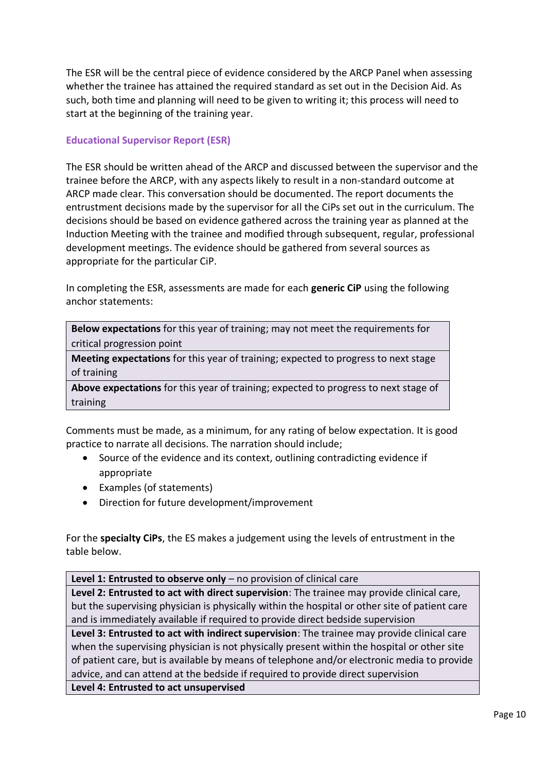The ESR will be the central piece of evidence considered by the ARCP Panel when assessing whether the trainee has attained the required standard as set out in the Decision Aid. As such, both time and planning will need to be given to writing it; this process will need to start at the beginning of the training year.

### Educational Supervisor Report (ESR)

The ESR should be written ahead of the ARCP and discussed between the supervisor and the trainee before the ARCP, with any aspects likely to result in a non-standard outcome at ARCP made clear. This conversation should be documented. The report documents the entrustment decisions made by the supervisor for all the CiPs set out in the curriculum. The decisions should be based on evidence gathered across the training year as planned at the Induction Meeting with the trainee and modified through subsequent, regular, professional development meetings. The evidence should be gathered from several sources as appropriate for the particular CiP.

In completing the ESR, assessments are made for each **generic CiP** using the following anchor statements:

| |
|---|
| **Below expectations** for this year of training; may not meet the requirements for critical progression point |
| **Meeting expectations** for this year of training; expected to progress to next stage of training |
| **Above expectations** for this year of training; expected to progress to next stage of training |

Comments must be made, as a minimum, for any rating of below expectation. It is good practice to narrate all decisions. The narration should include;

- Source of the evidence and its context, outlining contradicting evidence if appropriate
- Examples (of statements)
- Direction for future development/improvement

For the **specialty CiPs**, the ES makes a judgement using the levels of entrustment in the table below.

| |
|---|
| **Level 1: Entrusted to observe only** – no provision of clinical care |
| **Level 2: Entrusted to act with direct supervision**: The trainee may provide clinical care, but the supervising physician is physically within the hospital or other site of patient care and is immediately available if required to provide direct bedside supervision |
| **Level 3: Entrusted to act with indirect supervision**: The trainee may provide clinical care when the supervising physician is not physically present within the hospital or other site of patient care, but is available by means of telephone and/or electronic media to provide advice, and can attend at the bedside if required to provide direct supervision |
| **Level 4: Entrusted to act unsupervised** |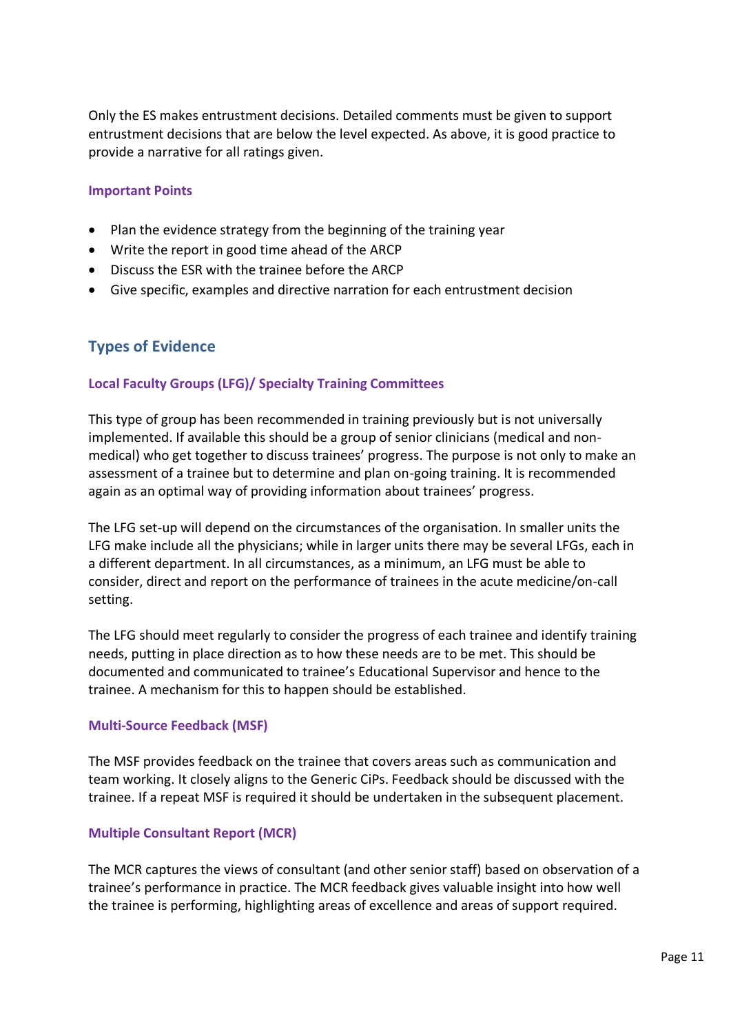Only the ES makes entrustment decisions. Detailed comments must be given to support entrustment decisions that are below the level expected. As above, it is good practice to provide a narrative for all ratings given.

### Important Points

- Plan the evidence strategy from the beginning of the training year
- Write the report in good time ahead of the ARCP
- Discuss the ESR with the trainee before the ARCP
- Give specific, examples and directive narration for each entrustment decision

## Types of Evidence

### Local Faculty Groups (LFG)/ Specialty Training Committees

This type of group has been recommended in training previously but is not universally implemented. If available this should be a group of senior clinicians (medical and non-medical) who get together to discuss trainees' progress. The purpose is not only to make an assessment of a trainee but to determine and plan on-going training. It is recommended again as an optimal way of providing information about trainees' progress.

The LFG set-up will depend on the circumstances of the organisation. In smaller units the LFG make include all the physicians; while in larger units there may be several LFGs, each in a different department. In all circumstances, as a minimum, an LFG must be able to consider, direct and report on the performance of trainees in the acute medicine/on-call setting.

The LFG should meet regularly to consider the progress of each trainee and identify training needs, putting in place direction as to how these needs are to be met. This should be documented and communicated to trainee's Educational Supervisor and hence to the trainee. A mechanism for this to happen should be established.

### Multi-Source Feedback (MSF)

The MSF provides feedback on the trainee that covers areas such as communication and team working. It closely aligns to the Generic CiPs. Feedback should be discussed with the trainee. If a repeat MSF is required it should be undertaken in the subsequent placement.

### Multiple Consultant Report (MCR)

The MCR captures the views of consultant (and other senior staff) based on observation of a trainee's performance in practice. The MCR feedback gives valuable insight into how well the trainee is performing, highlighting areas of excellence and areas of support required.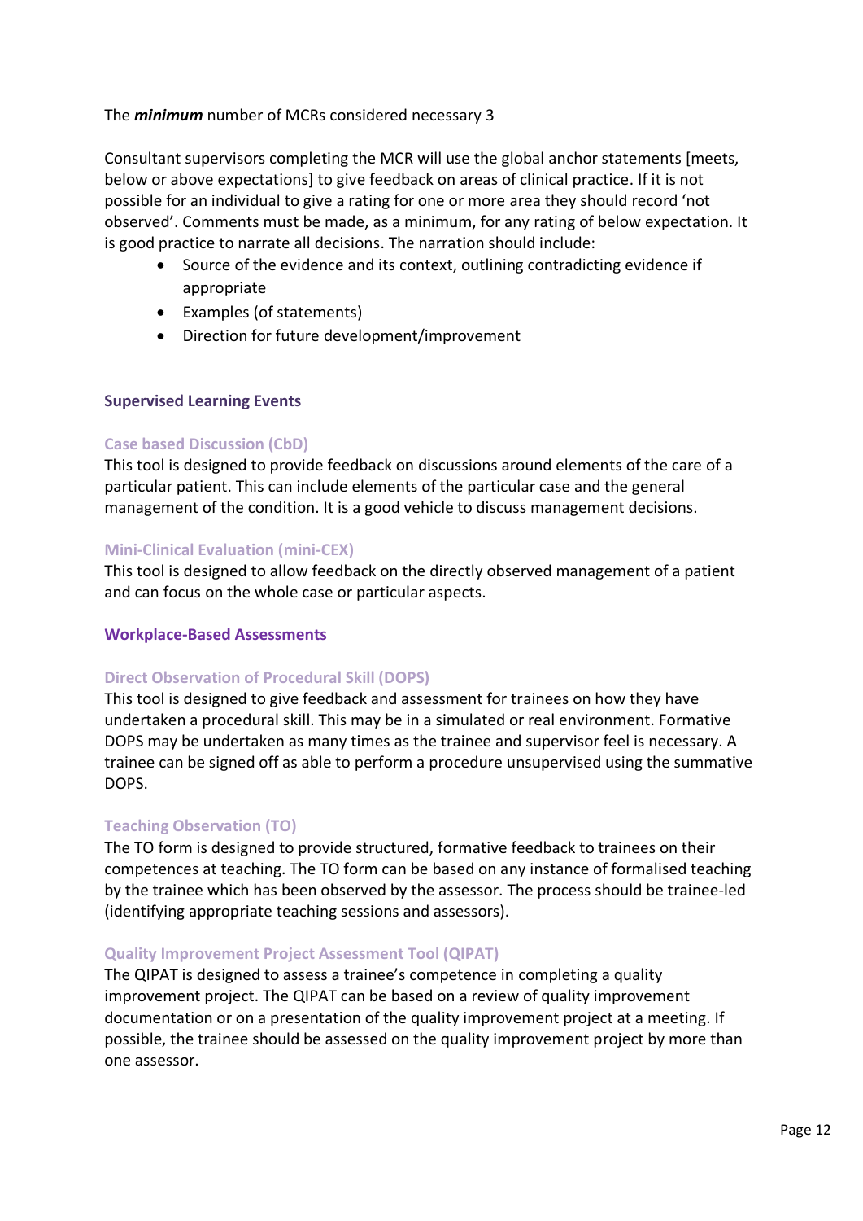The ***minimum*** number of MCRs considered necessary 3

Consultant supervisors completing the MCR will use the global anchor statements [meets, below or above expectations] to give feedback on areas of clinical practice. If it is not possible for an individual to give a rating for one or more area they should record 'not observed'. Comments must be made, as a minimum, for any rating of below expectation. It is good practice to narrate all decisions. The narration should include:

- Source of the evidence and its context, outlining contradicting evidence if appropriate
- Examples (of statements)
- Direction for future development/improvement

## Supervised Learning Events

### Case based Discussion (CbD)

This tool is designed to provide feedback on discussions around elements of the care of a particular patient. This can include elements of the particular case and the general management of the condition. It is a good vehicle to discuss management decisions.

### Mini-Clinical Evaluation (mini-CEX)

This tool is designed to allow feedback on the directly observed management of a patient and can focus on the whole case or particular aspects.

## Workplace-Based Assessments

### Direct Observation of Procedural Skill (DOPS)

This tool is designed to give feedback and assessment for trainees on how they have undertaken a procedural skill. This may be in a simulated or real environment. Formative DOPS may be undertaken as many times as the trainee and supervisor feel is necessary. A trainee can be signed off as able to perform a procedure unsupervised using the summative DOPS.

### Teaching Observation (TO)

The TO form is designed to provide structured, formative feedback to trainees on their competences at teaching. The TO form can be based on any instance of formalised teaching by the trainee which has been observed by the assessor. The process should be trainee-led (identifying appropriate teaching sessions and assessors).

### Quality Improvement Project Assessment Tool (QIPAT)

The QIPAT is designed to assess a trainee's competence in completing a quality improvement project. The QIPAT can be based on a review of quality improvement documentation or on a presentation of the quality improvement project at a meeting. If possible, the trainee should be assessed on the quality improvement project by more than one assessor.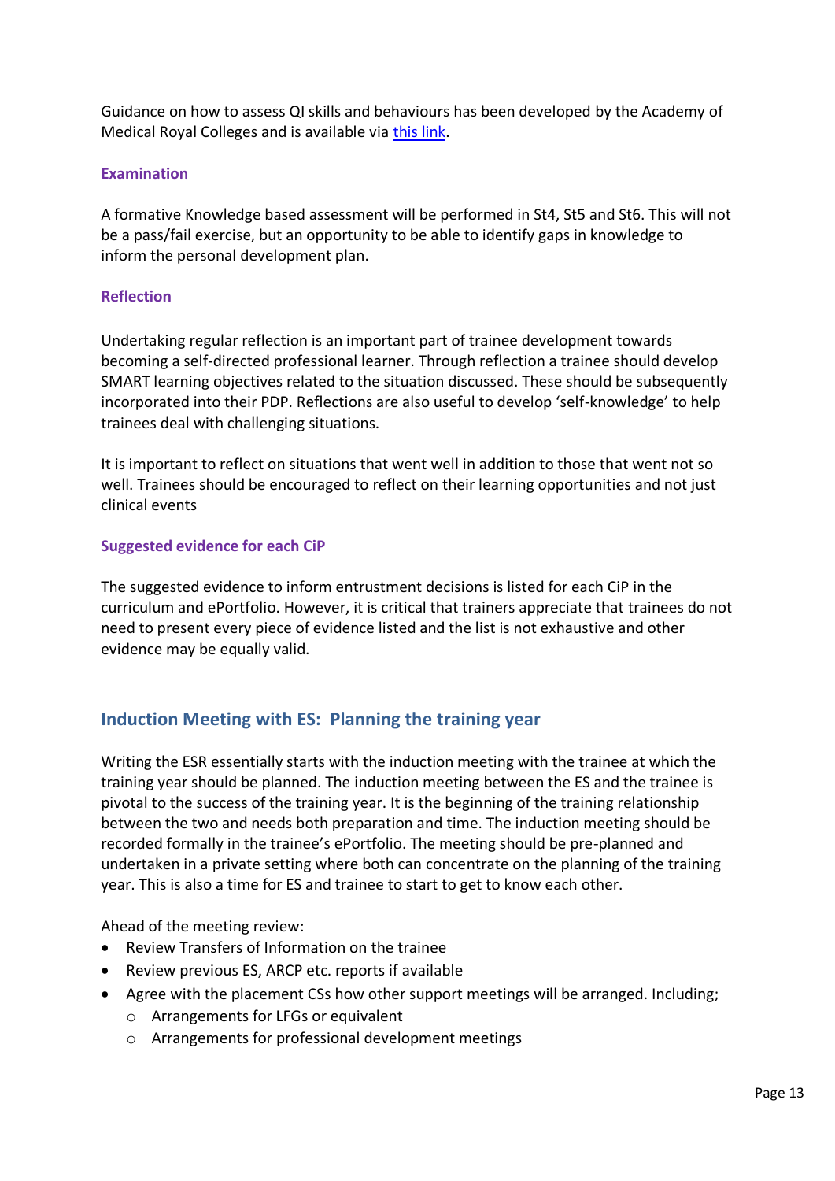Guidance on how to assess QI skills and behaviours has been developed by the Academy of Medical Royal Colleges and is available via [this link].

### Examination

A formative Knowledge based assessment will be performed in St4, St5 and St6. This will not be a pass/fail exercise, but an opportunity to be able to identify gaps in knowledge to inform the personal development plan.

### Reflection

Undertaking regular reflection is an important part of trainee development towards becoming a self-directed professional learner. Through reflection a trainee should develop SMART learning objectives related to the situation discussed. These should be subsequently incorporated into their PDP. Reflections are also useful to develop 'self-knowledge' to help trainees deal with challenging situations.

It is important to reflect on situations that went well in addition to those that went not so well. Trainees should be encouraged to reflect on their learning opportunities and not just clinical events

### Suggested evidence for each CiP

The suggested evidence to inform entrustment decisions is listed for each CiP in the curriculum and ePortfolio. However, it is critical that trainers appreciate that trainees do not need to present every piece of evidence listed and the list is not exhaustive and other evidence may be equally valid.

## Induction Meeting with ES: Planning the training year

Writing the ESR essentially starts with the induction meeting with the trainee at which the training year should be planned. The induction meeting between the ES and the trainee is pivotal to the success of the training year. It is the beginning of the training relationship between the two and needs both preparation and time. The induction meeting should be recorded formally in the trainee's ePortfolio. The meeting should be pre-planned and undertaken in a private setting where both can concentrate on the planning of the training year. This is also a time for ES and trainee to start to get to know each other.

Ahead of the meeting review:

- Review Transfers of Information on the trainee
- Review previous ES, ARCP etc. reports if available
- Agree with the placement CSs how other support meetings will be arranged. Including;
  - Arrangements for LFGs or equivalent
  - Arrangements for professional development meetings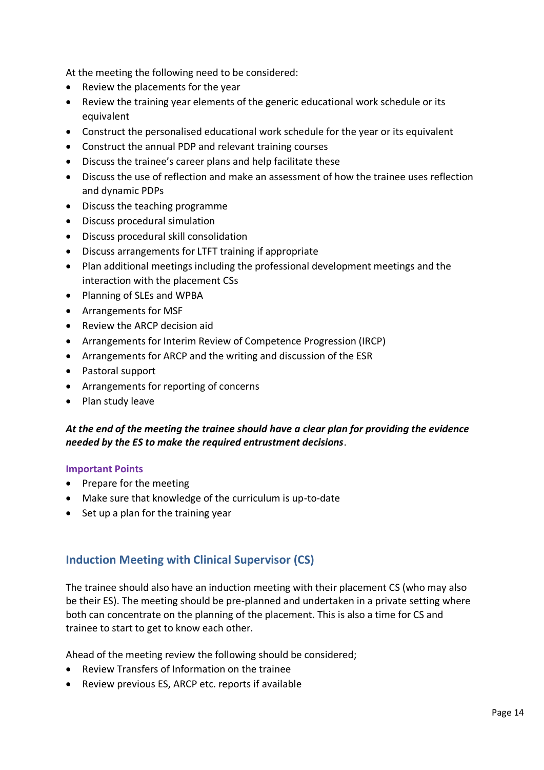At the meeting the following need to be considered:

- Review the placements for the year
- Review the training year elements of the generic educational work schedule or its equivalent
- Construct the personalised educational work schedule for the year or its equivalent
- Construct the annual PDP and relevant training courses
- Discuss the trainee's career plans and help facilitate these
- Discuss the use of reflection and make an assessment of how the trainee uses reflection and dynamic PDPs
- Discuss the teaching programme
- Discuss procedural simulation
- Discuss procedural skill consolidation
- Discuss arrangements for LTFT training if appropriate
- Plan additional meetings including the professional development meetings and the interaction with the placement CSs
- Planning of SLEs and WPBA
- Arrangements for MSF
- Review the ARCP decision aid
- Arrangements for Interim Review of Competence Progression (IRCP)
- Arrangements for ARCP and the writing and discussion of the ESR
- Pastoral support
- Arrangements for reporting of concerns
- Plan study leave

***At the end of the meeting the trainee should have a clear plan for providing the evidence needed by the ES to make the required entrustment decisions***.

#### Important Points

- Prepare for the meeting
- Make sure that knowledge of the curriculum is up-to-date
- Set up a plan for the training year

### Induction Meeting with Clinical Supervisor (CS)

The trainee should also have an induction meeting with their placement CS (who may also be their ES). The meeting should be pre-planned and undertaken in a private setting where both can concentrate on the planning of the placement. This is also a time for CS and trainee to start to get to know each other.

Ahead of the meeting review the following should be considered;

- Review Transfers of Information on the trainee
- Review previous ES, ARCP etc. reports if available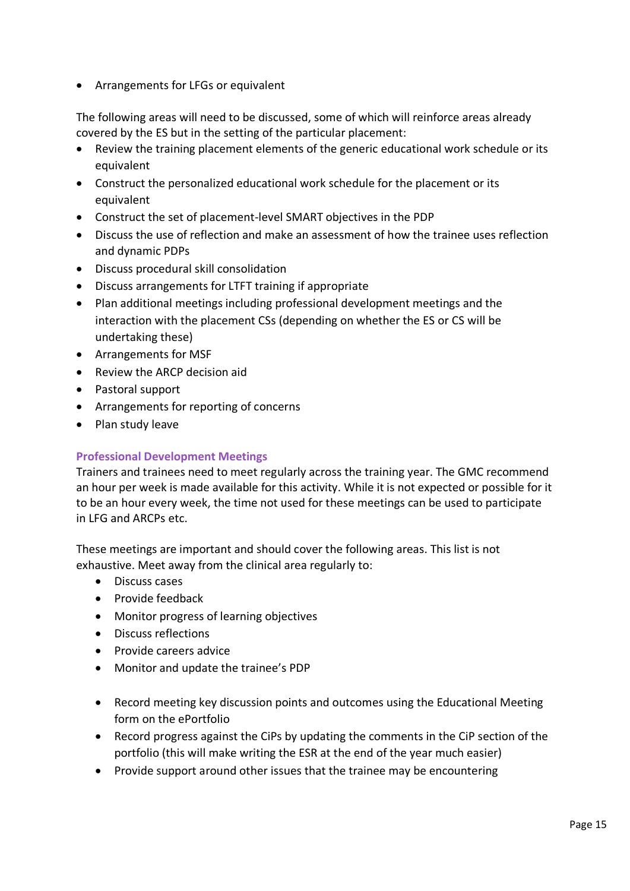- Arrangements for LFGs or equivalent

The following areas will need to be discussed, some of which will reinforce areas already covered by the ES but in the setting of the particular placement:

- Review the training placement elements of the generic educational work schedule or its equivalent
- Construct the personalized educational work schedule for the placement or its equivalent
- Construct the set of placement-level SMART objectives in the PDP
- Discuss the use of reflection and make an assessment of how the trainee uses reflection and dynamic PDPs
- Discuss procedural skill consolidation
- Discuss arrangements for LTFT training if appropriate
- Plan additional meetings including professional development meetings and the interaction with the placement CSs (depending on whether the ES or CS will be undertaking these)
- Arrangements for MSF
- Review the ARCP decision aid
- Pastoral support
- Arrangements for reporting of concerns
- Plan study leave

### Professional Development Meetings

Trainers and trainees need to meet regularly across the training year. The GMC recommend an hour per week is made available for this activity. While it is not expected or possible for it to be an hour every week, the time not used for these meetings can be used to participate in LFG and ARCPs etc.

These meetings are important and should cover the following areas. This list is not exhaustive. Meet away from the clinical area regularly to:

- Discuss cases
- Provide feedback
- Monitor progress of learning objectives
- Discuss reflections
- Provide careers advice
- Monitor and update the trainee's PDP

- Record meeting key discussion points and outcomes using the Educational Meeting form on the ePortfolio
- Record progress against the CiPs by updating the comments in the CiP section of the portfolio (this will make writing the ESR at the end of the year much easier)
- Provide support around other issues that the trainee may be encountering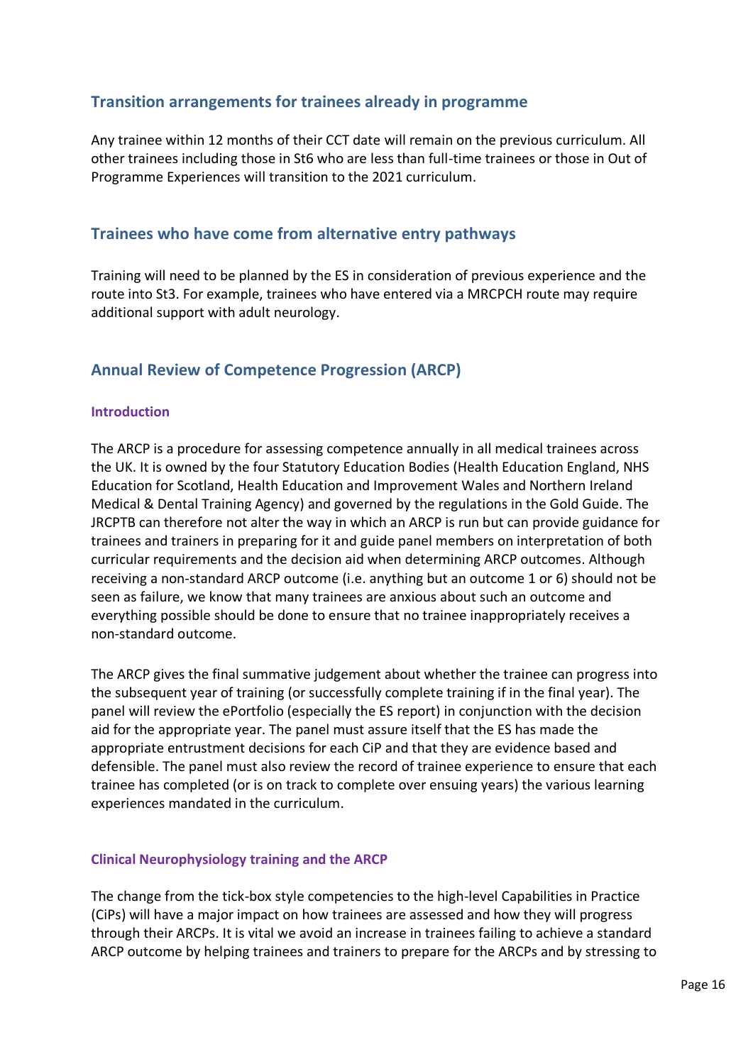## Transition arrangements for trainees already in programme

Any trainee within 12 months of their CCT date will remain on the previous curriculum. All other trainees including those in St6 who are less than full-time trainees or those in Out of Programme Experiences will transition to the 2021 curriculum.

## Trainees who have come from alternative entry pathways

Training will need to be planned by the ES in consideration of previous experience and the route into St3. For example, trainees who have entered via a MRCPCH route may require additional support with adult neurology.

## Annual Review of Competence Progression (ARCP)

### Introduction

The ARCP is a procedure for assessing competence annually in all medical trainees across the UK. It is owned by the four Statutory Education Bodies (Health Education England, NHS Education for Scotland, Health Education and Improvement Wales and Northern Ireland Medical & Dental Training Agency) and governed by the regulations in the Gold Guide. The JRCPTB can therefore not alter the way in which an ARCP is run but can provide guidance for trainees and trainers in preparing for it and guide panel members on interpretation of both curricular requirements and the decision aid when determining ARCP outcomes. Although receiving a non-standard ARCP outcome (i.e. anything but an outcome 1 or 6) should not be seen as failure, we know that many trainees are anxious about such an outcome and everything possible should be done to ensure that no trainee inappropriately receives a non-standard outcome.

The ARCP gives the final summative judgement about whether the trainee can progress into the subsequent year of training (or successfully complete training if in the final year). The panel will review the ePortfolio (especially the ES report) in conjunction with the decision aid for the appropriate year. The panel must assure itself that the ES has made the appropriate entrustment decisions for each CiP and that they are evidence based and defensible. The panel must also review the record of trainee experience to ensure that each trainee has completed (or is on track to complete over ensuing years) the various learning experiences mandated in the curriculum.

### Clinical Neurophysiology training and the ARCP

The change from the tick-box style competencies to the high-level Capabilities in Practice (CiPs) will have a major impact on how trainees are assessed and how they will progress through their ARCPs. It is vital we avoid an increase in trainees failing to achieve a standard ARCP outcome by helping trainees and trainers to prepare for the ARCPs and by stressing to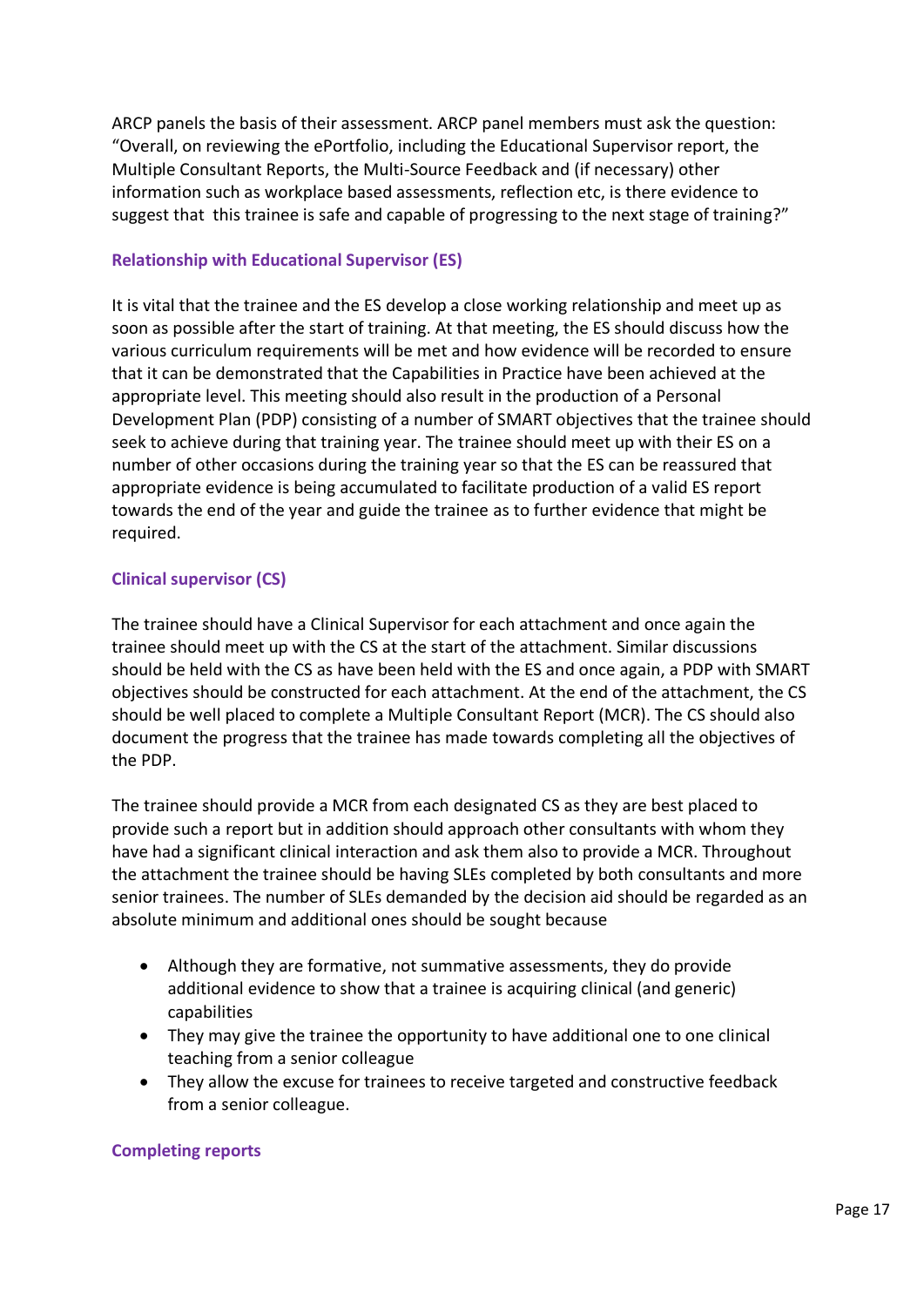ARCP panels the basis of their assessment. ARCP panel members must ask the question: "Overall, on reviewing the ePortfolio, including the Educational Supervisor report, the Multiple Consultant Reports, the Multi-Source Feedback and (if necessary) other information such as workplace based assessments, reflection etc, is there evidence to suggest that this trainee is safe and capable of progressing to the next stage of training?"

### Relationship with Educational Supervisor (ES)

It is vital that the trainee and the ES develop a close working relationship and meet up as soon as possible after the start of training. At that meeting, the ES should discuss how the various curriculum requirements will be met and how evidence will be recorded to ensure that it can be demonstrated that the Capabilities in Practice have been achieved at the appropriate level. This meeting should also result in the production of a Personal Development Plan (PDP) consisting of a number of SMART objectives that the trainee should seek to achieve during that training year. The trainee should meet up with their ES on a number of other occasions during the training year so that the ES can be reassured that appropriate evidence is being accumulated to facilitate production of a valid ES report towards the end of the year and guide the trainee as to further evidence that might be required.

### Clinical supervisor (CS)

The trainee should have a Clinical Supervisor for each attachment and once again the trainee should meet up with the CS at the start of the attachment. Similar discussions should be held with the CS as have been held with the ES and once again, a PDP with SMART objectives should be constructed for each attachment. At the end of the attachment, the CS should be well placed to complete a Multiple Consultant Report (MCR). The CS should also document the progress that the trainee has made towards completing all the objectives of the PDP.

The trainee should provide a MCR from each designated CS as they are best placed to provide such a report but in addition should approach other consultants with whom they have had a significant clinical interaction and ask them also to provide a MCR. Throughout the attachment the trainee should be having SLEs completed by both consultants and more senior trainees. The number of SLEs demanded by the decision aid should be regarded as an absolute minimum and additional ones should be sought because

- Although they are formative, not summative assessments, they do provide additional evidence to show that a trainee is acquiring clinical (and generic) capabilities
- They may give the trainee the opportunity to have additional one to one clinical teaching from a senior colleague
- They allow the excuse for trainees to receive targeted and constructive feedback from a senior colleague.

### Completing reports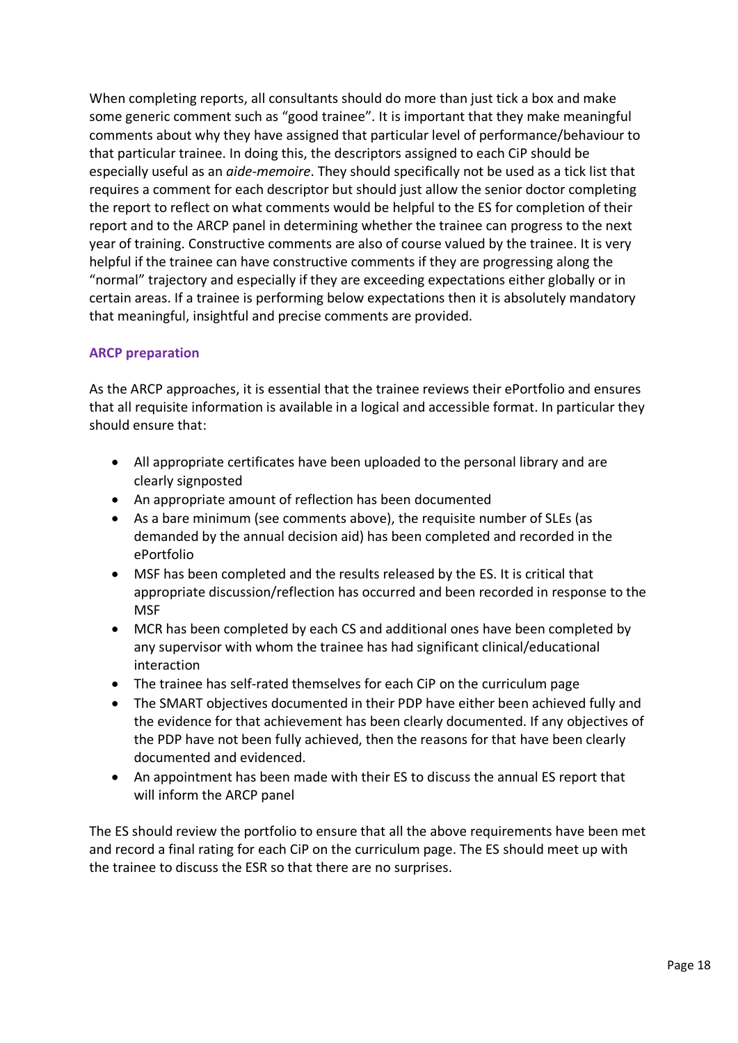When completing reports, all consultants should do more than just tick a box and make some generic comment such as "good trainee". It is important that they make meaningful comments about why they have assigned that particular level of performance/behaviour to that particular trainee. In doing this, the descriptors assigned to each CiP should be especially useful as an *aide-memoire*. They should specifically not be used as a tick list that requires a comment for each descriptor but should just allow the senior doctor completing the report to reflect on what comments would be helpful to the ES for completion of their report and to the ARCP panel in determining whether the trainee can progress to the next year of training. Constructive comments are also of course valued by the trainee. It is very helpful if the trainee can have constructive comments if they are progressing along the "normal" trajectory and especially if they are exceeding expectations either globally or in certain areas. If a trainee is performing below expectations then it is absolutely mandatory that meaningful, insightful and precise comments are provided.

### ARCP preparation

As the ARCP approaches, it is essential that the trainee reviews their ePortfolio and ensures that all requisite information is available in a logical and accessible format. In particular they should ensure that:

- All appropriate certificates have been uploaded to the personal library and are clearly signposted
- An appropriate amount of reflection has been documented
- As a bare minimum (see comments above), the requisite number of SLEs (as demanded by the annual decision aid) has been completed and recorded in the ePortfolio
- MSF has been completed and the results released by the ES. It is critical that appropriate discussion/reflection has occurred and been recorded in response to the MSF
- MCR has been completed by each CS and additional ones have been completed by any supervisor with whom the trainee has had significant clinical/educational interaction
- The trainee has self-rated themselves for each CiP on the curriculum page
- The SMART objectives documented in their PDP have either been achieved fully and the evidence for that achievement has been clearly documented. If any objectives of the PDP have not been fully achieved, then the reasons for that have been clearly documented and evidenced.
- An appointment has been made with their ES to discuss the annual ES report that will inform the ARCP panel

The ES should review the portfolio to ensure that all the above requirements have been met and record a final rating for each CiP on the curriculum page. The ES should meet up with the trainee to discuss the ESR so that there are no surprises.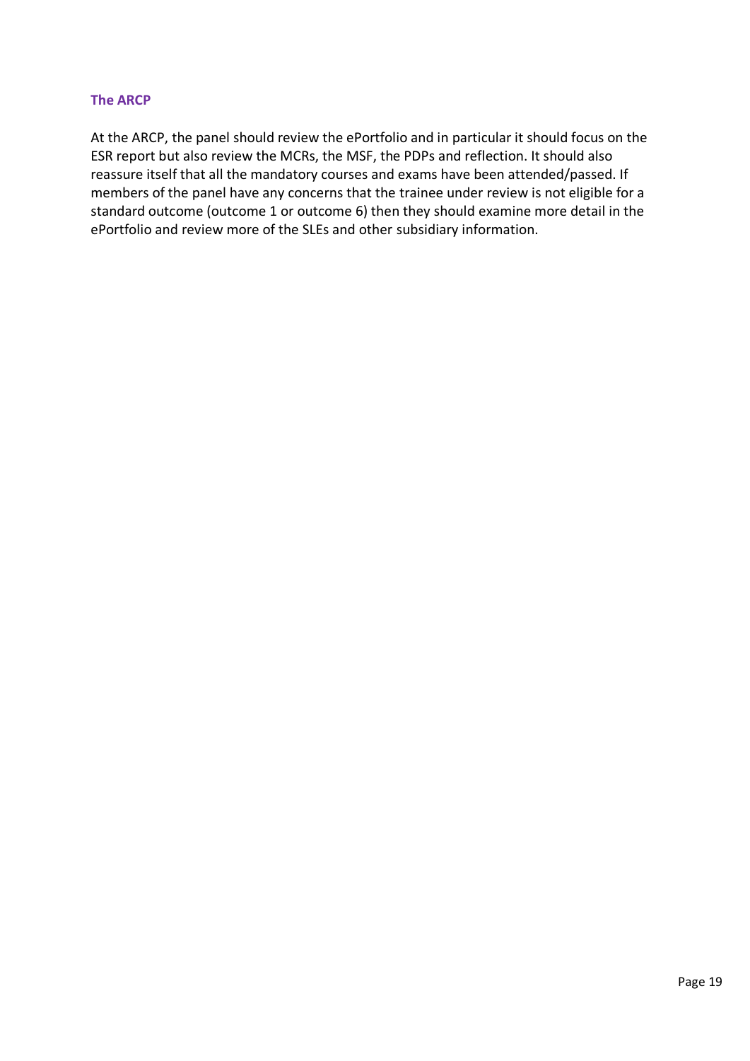### The ARCP

At the ARCP, the panel should review the ePortfolio and in particular it should focus on the ESR report but also review the MCRs, the MSF, the PDPs and reflection. It should also reassure itself that all the mandatory courses and exams have been attended/passed. If members of the panel have any concerns that the trainee under review is not eligible for a standard outcome (outcome 1 or outcome 6) then they should examine more detail in the ePortfolio and review more of the SLEs and other subsidiary information.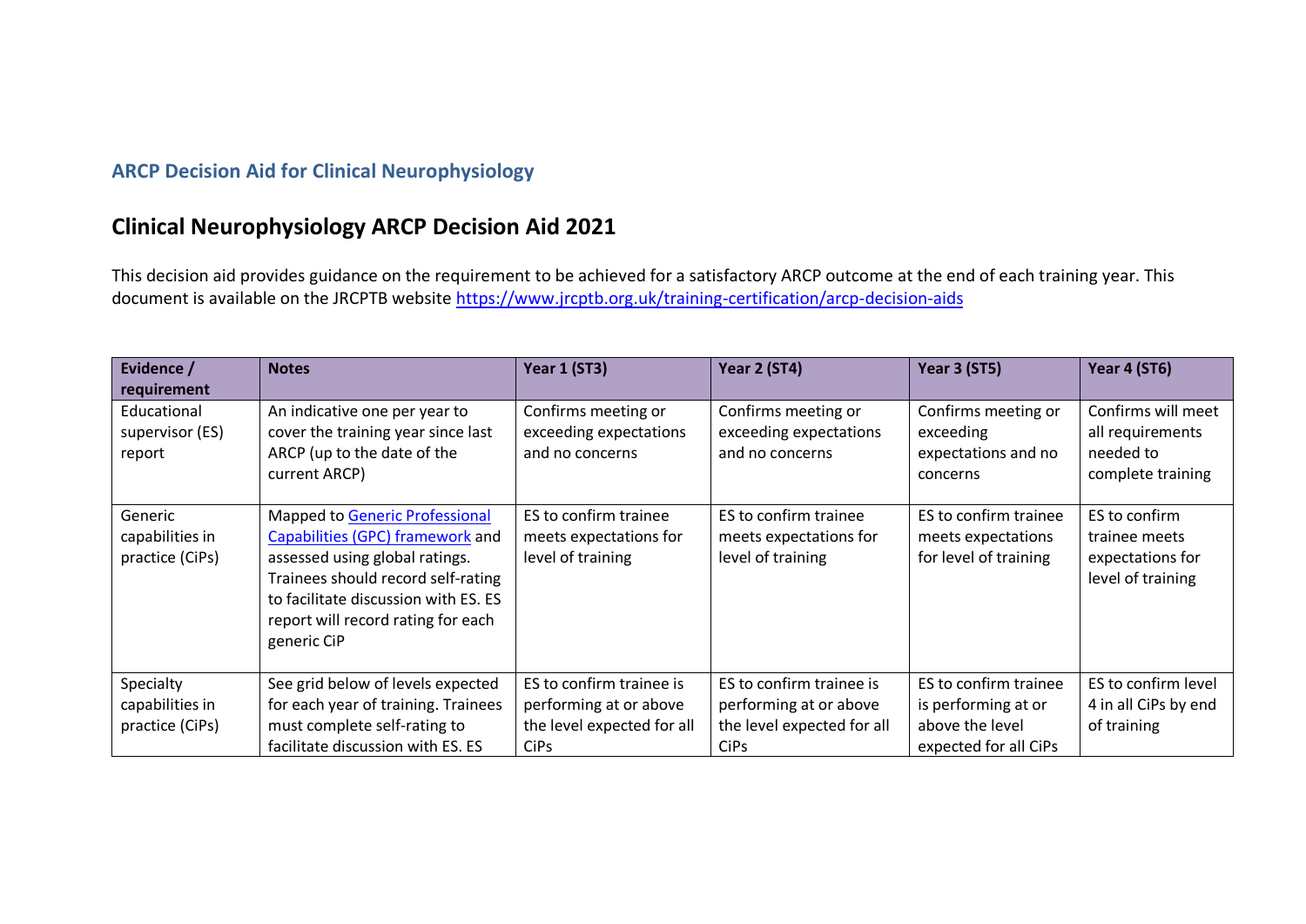### ARCP Decision Aid for Clinical Neurophysiology

## Clinical Neurophysiology ARCP Decision Aid 2021

This decision aid provides guidance on the requirement to be achieved for a satisfactory ARCP outcome at the end of each training year. This document is available on the JRCPTB website https://www.jrcptb.org.uk/training-certification/arcp-decision-aids

| Evidence / requirement | Notes | Year 1 (ST3) | Year 2 (ST4) | Year 3 (ST5) | Year 4 (ST6) |
|---|---|---|---|---|---|
| Educational supervisor (ES) report | An indicative one per year to cover the training year since last ARCP (up to the date of the current ARCP) | Confirms meeting or exceeding expectations and no concerns | Confirms meeting or exceeding expectations and no concerns | Confirms meeting or exceeding expectations and no concerns | Confirms will meet all requirements needed to complete training |
| Generic capabilities in practice (CiPs) | Mapped to Generic Professional Capabilities (GPC) framework and assessed using global ratings. Trainees should record self-rating to facilitate discussion with ES. ES report will record rating for each generic CiP | ES to confirm trainee meets expectations for level of training | ES to confirm trainee meets expectations for level of training | ES to confirm trainee meets expectations for level of training | ES to confirm trainee meets expectations for level of training |
| Specialty capabilities in practice (CiPs) | See grid below of levels expected for each year of training. Trainees must complete self-rating to facilitate discussion with ES. ES | ES to confirm trainee is performing at or above the level expected for all CiPs | ES to confirm trainee is performing at or above the level expected for all CiPs | ES to confirm trainee is performing at or above the level expected for all CiPs | ES to confirm level 4 in all CiPs by end of training |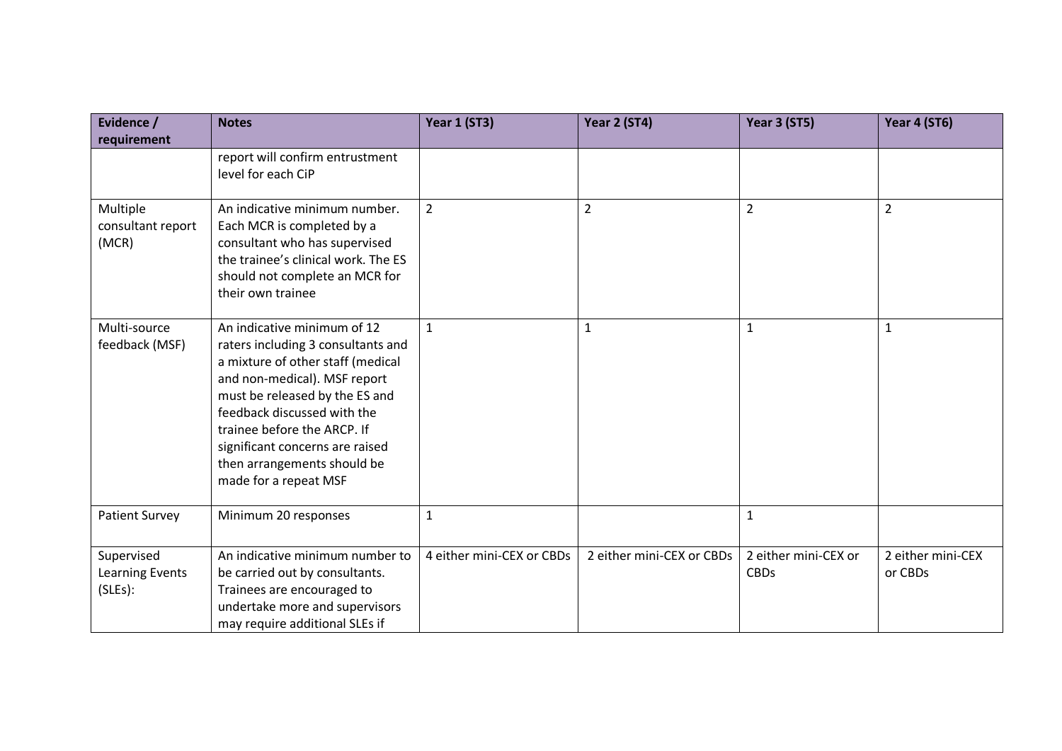| Evidence / requirement | Notes | Year 1 (ST3) | Year 2 (ST4) | Year 3 (ST5) | Year 4 (ST6) |
|---|---|---|---|---|---|
| | report will confirm entrustment level for each CiP | | | | |
| Multiple consultant report (MCR) | An indicative minimum number. Each MCR is completed by a consultant who has supervised the trainee's clinical work. The ES should not complete an MCR for their own trainee | 2 | 2 | 2 | 2 |
| Multi-source feedback (MSF) | An indicative minimum of 12 raters including 3 consultants and a mixture of other staff (medical and non-medical). MSF report must be released by the ES and feedback discussed with the trainee before the ARCP. If significant concerns are raised then arrangements should be made for a repeat MSF | 1 | 1 | 1 | 1 |
| Patient Survey | Minimum 20 responses | 1 | | 1 | |
| Supervised Learning Events (SLEs): | An indicative minimum number to be carried out by consultants. Trainees are encouraged to undertake more and supervisors may require additional SLEs if | 4 either mini-CEX or CBDs | 2 either mini-CEX or CBDs | 2 either mini-CEX or CBDs | 2 either mini-CEX or CBDs |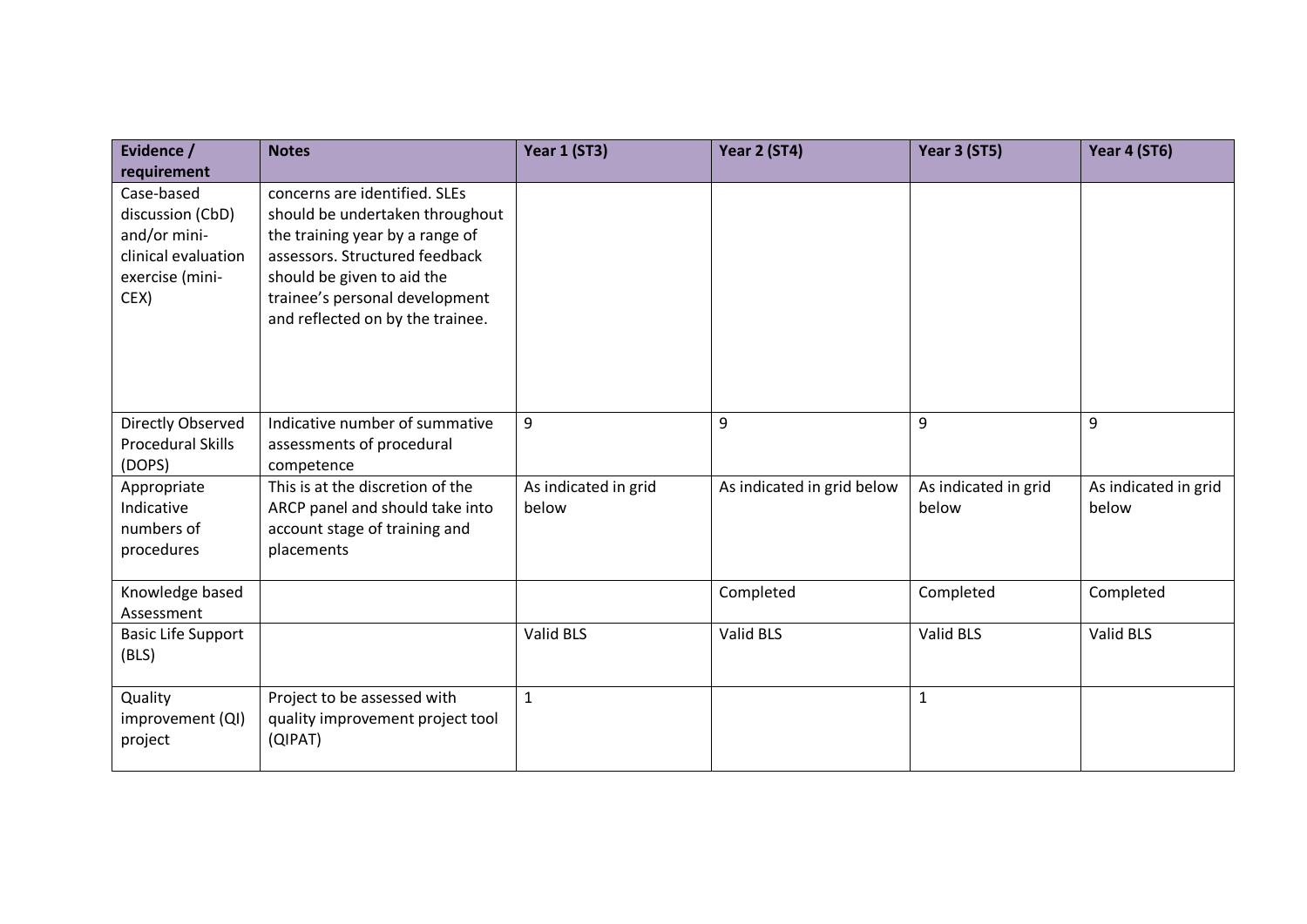| Evidence / requirement | Notes | Year 1 (ST3) | Year 2 (ST4) | Year 3 (ST5) | Year 4 (ST6) |
|---|---|---|---|---|---|
| Case-based discussion (CbD) and/or mini-clinical evaluation exercise (mini-CEX) | concerns are identified. SLEs should be undertaken throughout the training year by a range of assessors. Structured feedback should be given to aid the trainee's personal development and reflected on by the trainee. | | | | |
| Directly Observed Procedural Skills (DOPS) | Indicative number of summative assessments of procedural competence | 9 | 9 | 9 | 9 |
| Appropriate Indicative numbers of procedures | This is at the discretion of the ARCP panel and should take into account stage of training and placements | As indicated in grid below | As indicated in grid below | As indicated in grid below | As indicated in grid below |
| Knowledge based Assessment | | | Completed | Completed | Completed |
| Basic Life Support (BLS) | | Valid BLS | Valid BLS | Valid BLS | Valid BLS |
| Quality improvement (QI) project | Project to be assessed with quality improvement project tool (QIPAT) | 1 | | 1 | |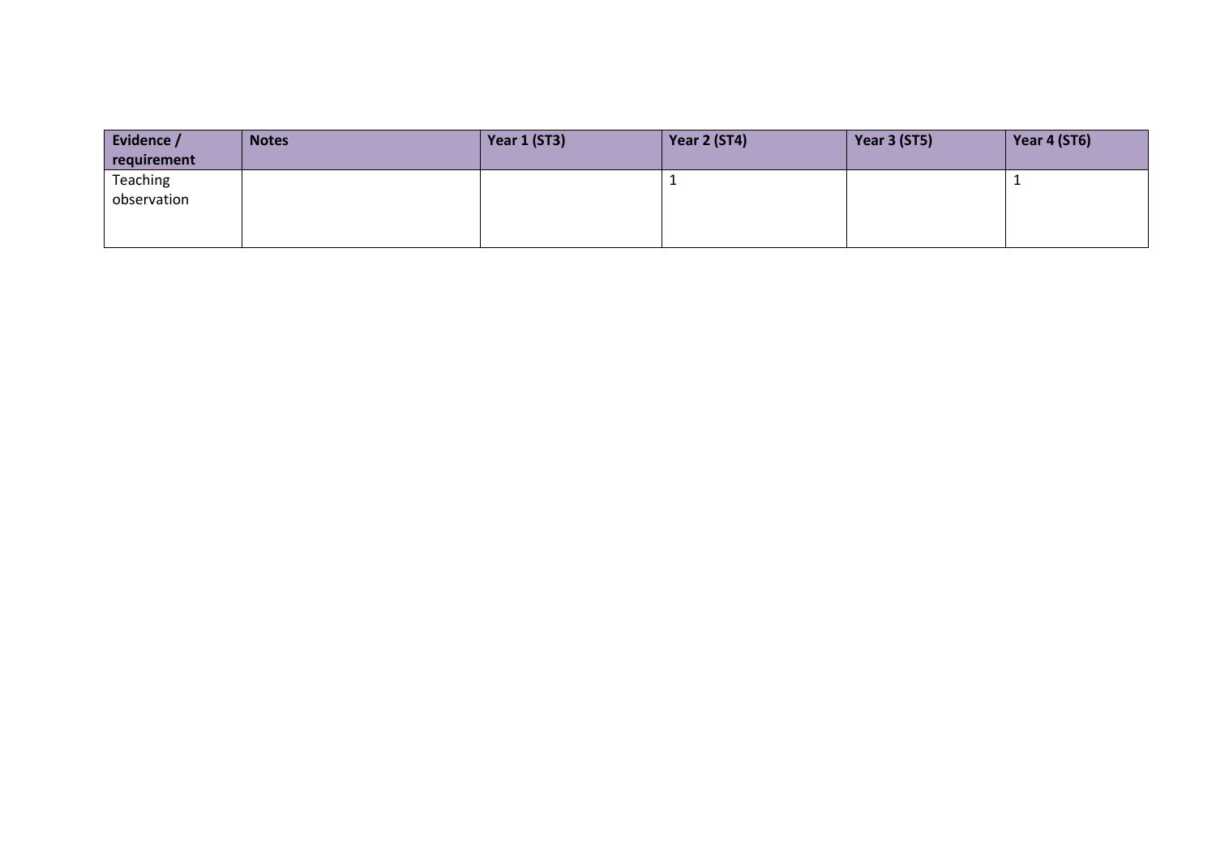| Evidence / requirement | Notes | Year 1 (ST3) | Year 2 (ST4) | Year 3 (ST5) | Year 4 (ST6) |
|---|---|---|---|---|---|
| Teaching observation | | | 1 | | 1 |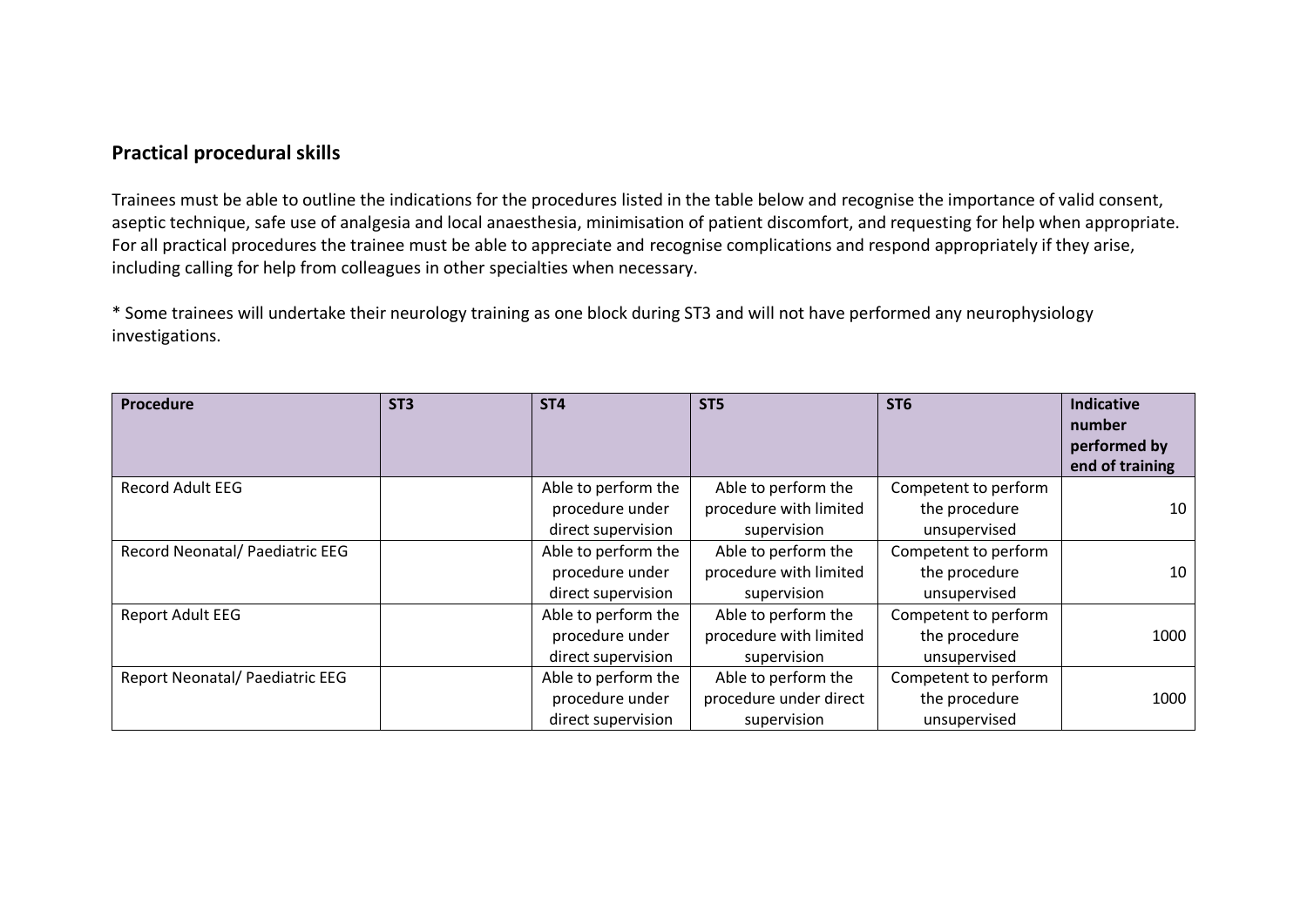## Practical procedural skills

Trainees must be able to outline the indications for the procedures listed in the table below and recognise the importance of valid consent, aseptic technique, safe use of analgesia and local anaesthesia, minimisation of patient discomfort, and requesting for help when appropriate. For all practical procedures the trainee must be able to appreciate and recognise complications and respond appropriately if they arise, including calling for help from colleagues in other specialties when necessary.

* Some trainees will undertake their neurology training as one block during ST3 and will not have performed any neurophysiology investigations.

| Procedure | ST3 | ST4 | ST5 | ST6 | Indicative number performed by end of training |
|---|---|---|---|---|---|
| Record Adult EEG | | Able to perform the procedure under direct supervision | Able to perform the procedure with limited supervision | Competent to perform the procedure unsupervised | 10 |
| Record Neonatal/ Paediatric EEG | | Able to perform the procedure under direct supervision | Able to perform the procedure with limited supervision | Competent to perform the procedure unsupervised | 10 |
| Report Adult EEG | | Able to perform the procedure under direct supervision | Able to perform the procedure with limited supervision | Competent to perform the procedure unsupervised | 1000 |
| Report Neonatal/ Paediatric EEG | | Able to perform the procedure under direct supervision | Able to perform the procedure under direct supervision | Competent to perform the procedure unsupervised | 1000 |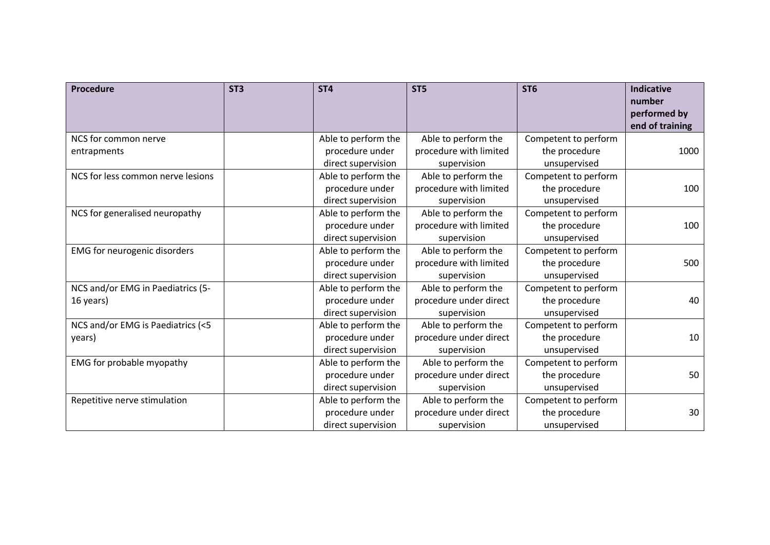| Procedure | ST3 | ST4 | ST5 | ST6 | Indicative number performed by end of training |
|---|---|---|---|---|---|
| NCS for common nerve entrapments | | Able to perform the procedure under direct supervision | Able to perform the procedure with limited supervision | Competent to perform the procedure unsupervised | 1000 |
| NCS for less common nerve lesions | | Able to perform the procedure under direct supervision | Able to perform the procedure with limited supervision | Competent to perform the procedure unsupervised | 100 |
| NCS for generalised neuropathy | | Able to perform the procedure under direct supervision | Able to perform the procedure with limited supervision | Competent to perform the procedure unsupervised | 100 |
| EMG for neurogenic disorders | | Able to perform the procedure under direct supervision | Able to perform the procedure with limited supervision | Competent to perform the procedure unsupervised | 500 |
| NCS and/or EMG in Paediatrics (5-16 years) | | Able to perform the procedure under direct supervision | Able to perform the procedure under direct supervision | Competent to perform the procedure unsupervised | 40 |
| NCS and/or EMG is Paediatrics (<5 years) | | Able to perform the procedure under direct supervision | Able to perform the procedure under direct supervision | Competent to perform the procedure unsupervised | 10 |
| EMG for probable myopathy | | Able to perform the procedure under direct supervision | Able to perform the procedure under direct supervision | Competent to perform the procedure unsupervised | 50 |
| Repetitive nerve stimulation | | Able to perform the procedure under direct supervision | Able to perform the procedure under direct supervision | Competent to perform the procedure unsupervised | 30 |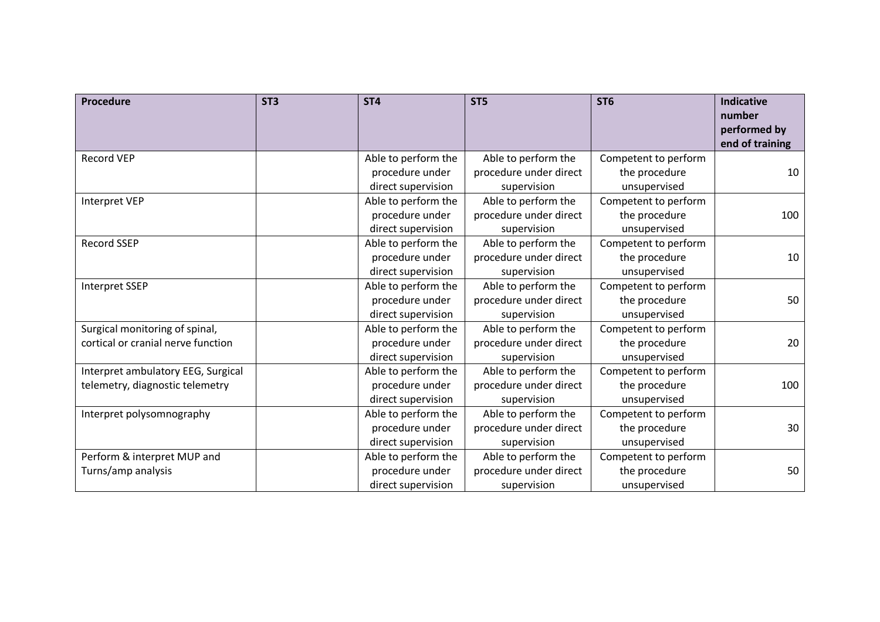| Procedure | ST3 | ST4 | ST5 | ST6 | Indicative number performed by end of training |
|---|---|---|---|---|---|
| Record VEP | | Able to perform the procedure under direct supervision | Able to perform the procedure under direct supervision | Competent to perform the procedure unsupervised | 10 |
| Interpret VEP | | Able to perform the procedure under direct supervision | Able to perform the procedure under direct supervision | Competent to perform the procedure unsupervised | 100 |
| Record SSEP | | Able to perform the procedure under direct supervision | Able to perform the procedure under direct supervision | Competent to perform the procedure unsupervised | 10 |
| Interpret SSEP | | Able to perform the procedure under direct supervision | Able to perform the procedure under direct supervision | Competent to perform the procedure unsupervised | 50 |
| Surgical monitoring of spinal, cortical or cranial nerve function | | Able to perform the procedure under direct supervision | Able to perform the procedure under direct supervision | Competent to perform the procedure unsupervised | 20 |
| Interpret ambulatory EEG, Surgical telemetry, diagnostic telemetry | | Able to perform the procedure under direct supervision | Able to perform the procedure under direct supervision | Competent to perform the procedure unsupervised | 100 |
| Interpret polysomnography | | Able to perform the procedure under direct supervision | Able to perform the procedure under direct supervision | Competent to perform the procedure unsupervised | 30 |
| Perform & interpret MUP and Turns/amp analysis | | Able to perform the procedure under direct supervision | Able to perform the procedure under direct supervision | Competent to perform the procedure unsupervised | 50 |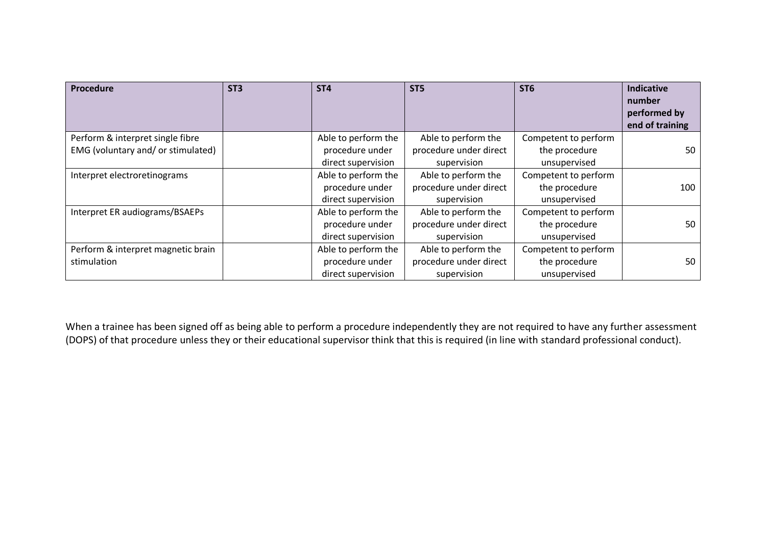| Procedure | ST3 | ST4 | ST5 | ST6 | Indicative number performed by end of training |
|---|---|---|---|---|---|
| Perform & interpret single fibre EMG (voluntary and/ or stimulated) | | Able to perform the procedure under direct supervision | Able to perform the procedure under direct supervision | Competent to perform the procedure unsupervised | 50 |
| Interpret electroretinograms | | Able to perform the procedure under direct supervision | Able to perform the procedure under direct supervision | Competent to perform the procedure unsupervised | 100 |
| Interpret ER audiograms/BSAEPs | | Able to perform the procedure under direct supervision | Able to perform the procedure under direct supervision | Competent to perform the procedure unsupervised | 50 |
| Perform & interpret magnetic brain stimulation | | Able to perform the procedure under direct supervision | Able to perform the procedure under direct supervision | Competent to perform the procedure unsupervised | 50 |

When a trainee has been signed off as being able to perform a procedure independently they are not required to have any further assessment (DOPS) of that procedure unless they or their educational supervisor think that this is required (in line with standard professional conduct).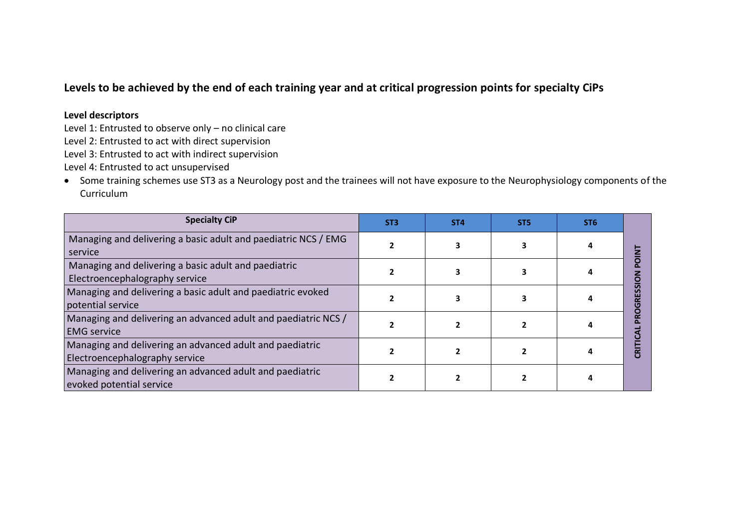## Levels to be achieved by the end of each training year and at critical progression points for specialty CiPs

**Level descriptors**

Level 1: Entrusted to observe only – no clinical care
Level 2: Entrusted to act with direct supervision
Level 3: Entrusted to act with indirect supervision
Level 4: Entrusted to act unsupervised

- Some training schemes use ST3 as a Neurology post and the trainees will not have exposure to the Neurophysiology components of the Curriculum

| Specialty CiP | ST3 | ST4 | ST5 | ST6 | CRITICAL PROGRESSION POINT |
|---|---|---|---|---|---|
| Managing and delivering a basic adult and paediatric NCS / EMG service | **2** | **3** | **3** | **4** | |
| Managing and delivering a basic adult and paediatric Electroencephalography service | **2** | **3** | **3** | **4** | |
| Managing and delivering a basic adult and paediatric evoked potential service | **2** | **3** | **3** | **4** | |
| Managing and delivering an advanced adult and paediatric NCS / EMG service | **2** | **2** | **2** | **4** | |
| Managing and delivering an advanced adult and paediatric Electroencephalography service | **2** | **2** | **2** | **4** | |
| Managing and delivering an advanced adult and paediatric evoked potential service | **2** | **2** | **2** | **4** | |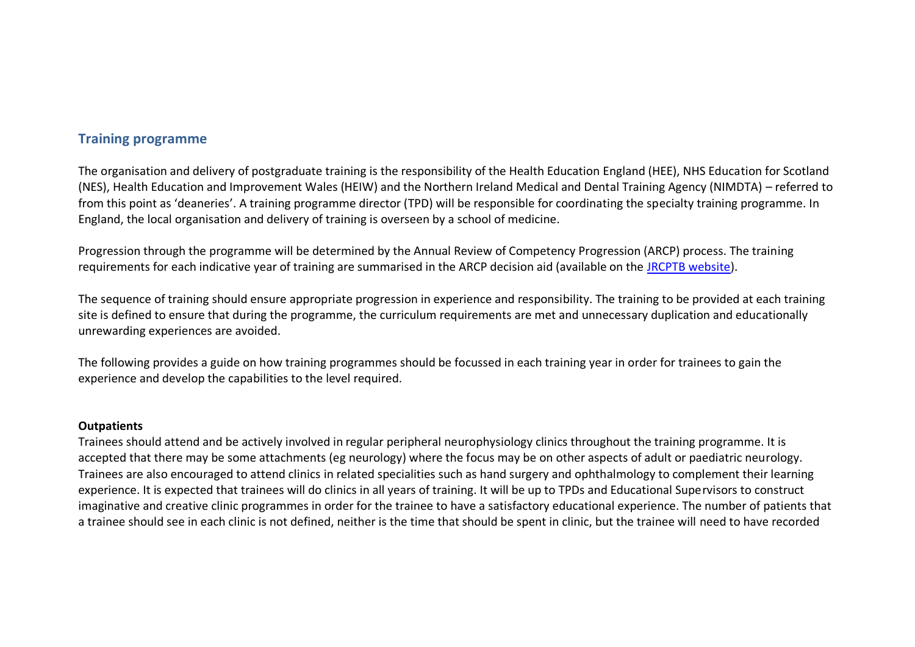## Training programme

The organisation and delivery of postgraduate training is the responsibility of the Health Education England (HEE), NHS Education for Scotland (NES), Health Education and Improvement Wales (HEIW) and the Northern Ireland Medical and Dental Training Agency (NIMDTA) – referred to from this point as 'deaneries'. A training programme director (TPD) will be responsible for coordinating the specialty training programme. In England, the local organisation and delivery of training is overseen by a school of medicine.

Progression through the programme will be determined by the Annual Review of Competency Progression (ARCP) process. The training requirements for each indicative year of training are summarised in the ARCP decision aid (available on the JRCPTB website).

The sequence of training should ensure appropriate progression in experience and responsibility. The training to be provided at each training site is defined to ensure that during the programme, the curriculum requirements are met and unnecessary duplication and educationally unrewarding experiences are avoided.

The following provides a guide on how training programmes should be focussed in each training year in order for trainees to gain the experience and develop the capabilities to the level required.

**Outpatients**

Trainees should attend and be actively involved in regular peripheral neurophysiology clinics throughout the training programme. It is accepted that there may be some attachments (eg neurology) where the focus may be on other aspects of adult or paediatric neurology. Trainees are also encouraged to attend clinics in related specialities such as hand surgery and ophthalmology to complement their learning experience. It is expected that trainees will do clinics in all years of training. It will be up to TPDs and Educational Supervisors to construct imaginative and creative clinic programmes in order for the trainee to have a satisfactory educational experience. The number of patients that a trainee should see in each clinic is not defined, neither is the time that should be spent in clinic, but the trainee will need to have recorded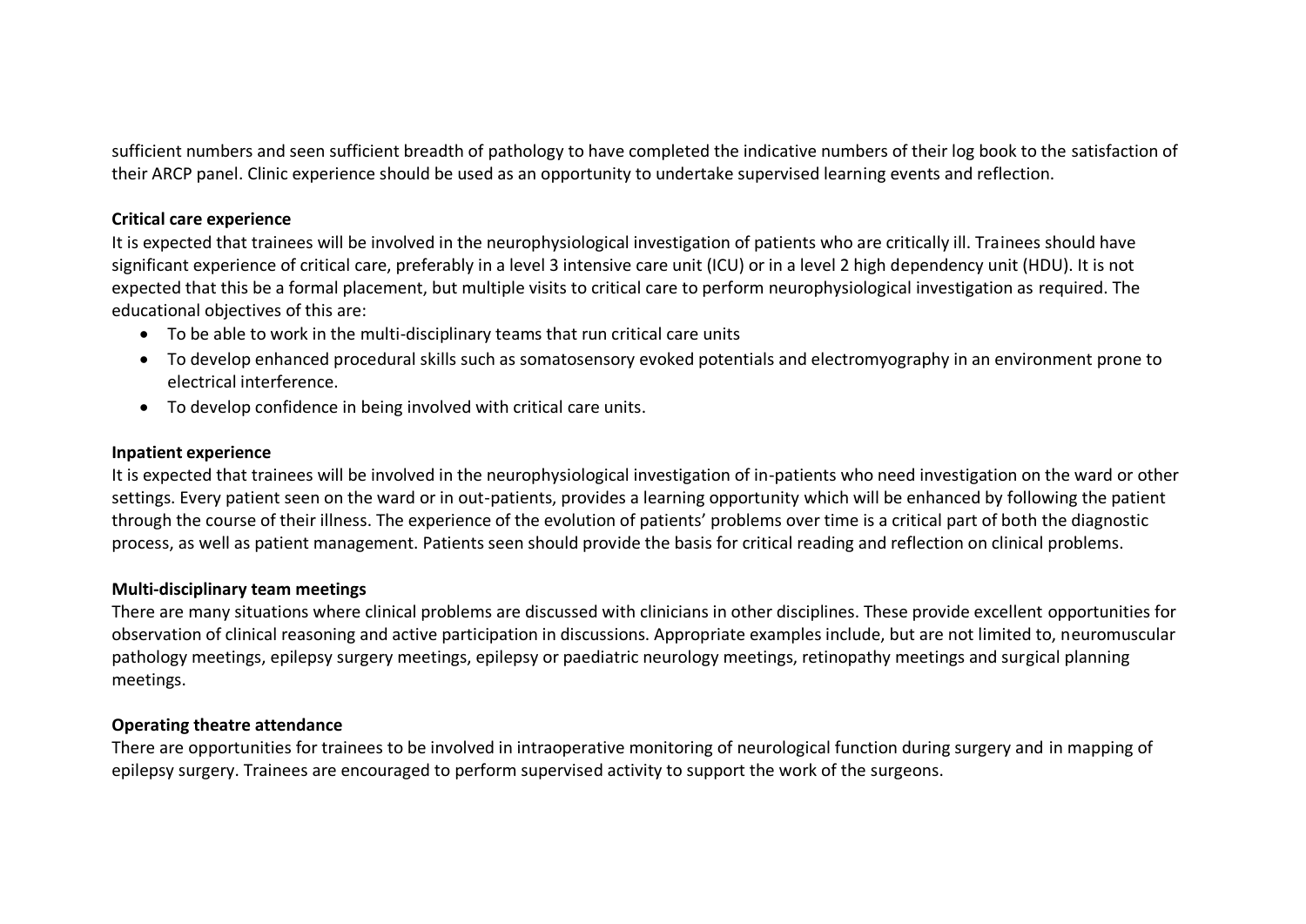sufficient numbers and seen sufficient breadth of pathology to have completed the indicative numbers of their log book to the satisfaction of their ARCP panel. Clinic experience should be used as an opportunity to undertake supervised learning events and reflection.

**Critical care experience**

It is expected that trainees will be involved in the neurophysiological investigation of patients who are critically ill. Trainees should have significant experience of critical care, preferably in a level 3 intensive care unit (ICU) or in a level 2 high dependency unit (HDU). It is not expected that this be a formal placement, but multiple visits to critical care to perform neurophysiological investigation as required. The educational objectives of this are:

- To be able to work in the multi-disciplinary teams that run critical care units
- To develop enhanced procedural skills such as somatosensory evoked potentials and electromyography in an environment prone to electrical interference.
- To develop confidence in being involved with critical care units.

**Inpatient experience**

It is expected that trainees will be involved in the neurophysiological investigation of in-patients who need investigation on the ward or other settings. Every patient seen on the ward or in out-patients, provides a learning opportunity which will be enhanced by following the patient through the course of their illness. The experience of the evolution of patients' problems over time is a critical part of both the diagnostic process, as well as patient management. Patients seen should provide the basis for critical reading and reflection on clinical problems.

**Multi-disciplinary team meetings**

There are many situations where clinical problems are discussed with clinicians in other disciplines. These provide excellent opportunities for observation of clinical reasoning and active participation in discussions. Appropriate examples include, but are not limited to, neuromuscular pathology meetings, epilepsy surgery meetings, epilepsy or paediatric neurology meetings, retinopathy meetings and surgical planning meetings.

**Operating theatre attendance**

There are opportunities for trainees to be involved in intraoperative monitoring of neurological function during surgery and in mapping of epilepsy surgery. Trainees are encouraged to perform supervised activity to support the work of the surgeons.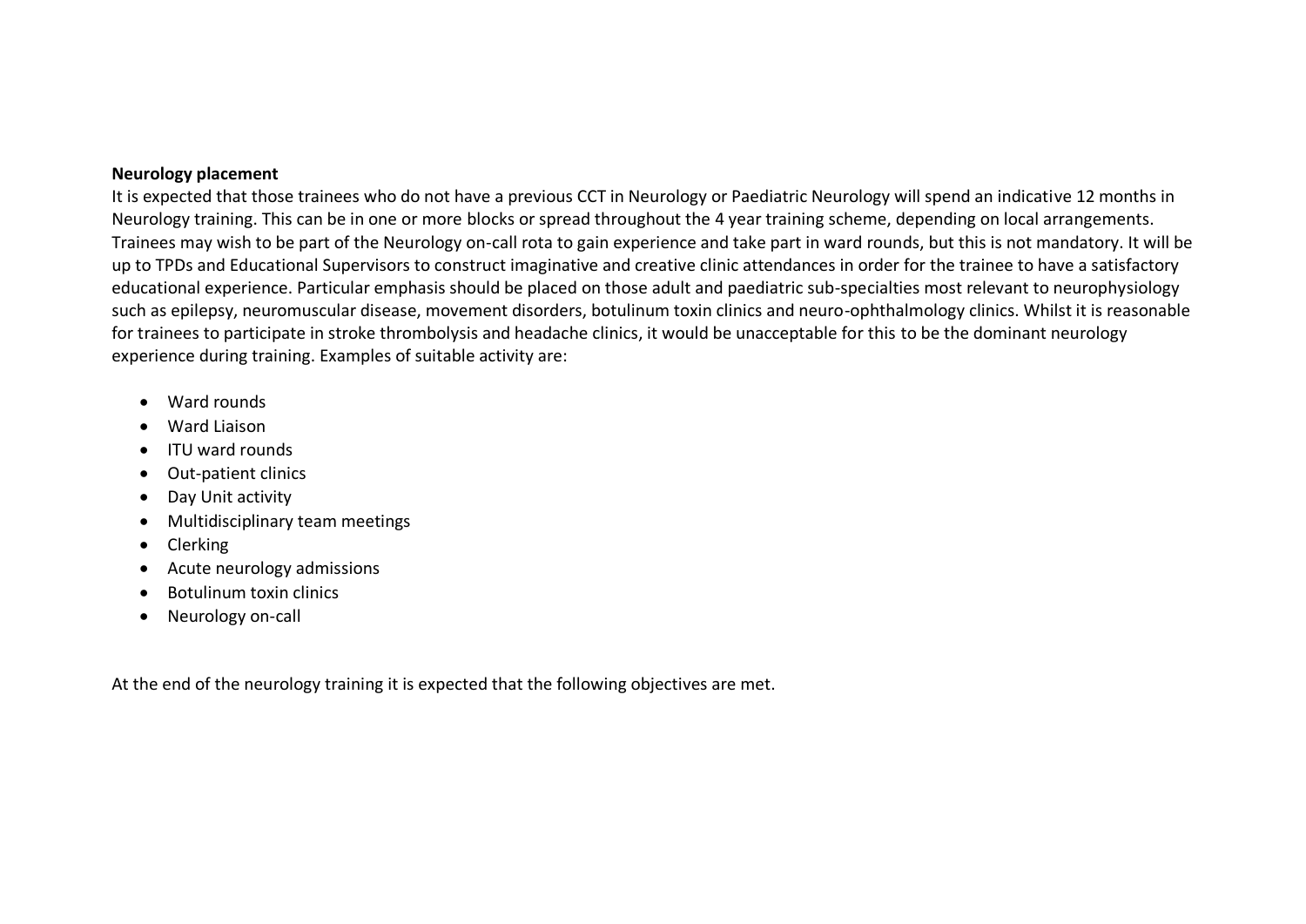**Neurology placement**

It is expected that those trainees who do not have a previous CCT in Neurology or Paediatric Neurology will spend an indicative 12 months in Neurology training. This can be in one or more blocks or spread throughout the 4 year training scheme, depending on local arrangements. Trainees may wish to be part of the Neurology on-call rota to gain experience and take part in ward rounds, but this is not mandatory. It will be up to TPDs and Educational Supervisors to construct imaginative and creative clinic attendances in order for the trainee to have a satisfactory educational experience. Particular emphasis should be placed on those adult and paediatric sub-specialties most relevant to neurophysiology such as epilepsy, neuromuscular disease, movement disorders, botulinum toxin clinics and neuro-ophthalmology clinics. Whilst it is reasonable for trainees to participate in stroke thrombolysis and headache clinics, it would be unacceptable for this to be the dominant neurology experience during training. Examples of suitable activity are:

- Ward rounds
- Ward Liaison
- ITU ward rounds
- Out-patient clinics
- Day Unit activity
- Multidisciplinary team meetings
- Clerking
- Acute neurology admissions
- Botulinum toxin clinics
- Neurology on-call

At the end of the neurology training it is expected that the following objectives are met.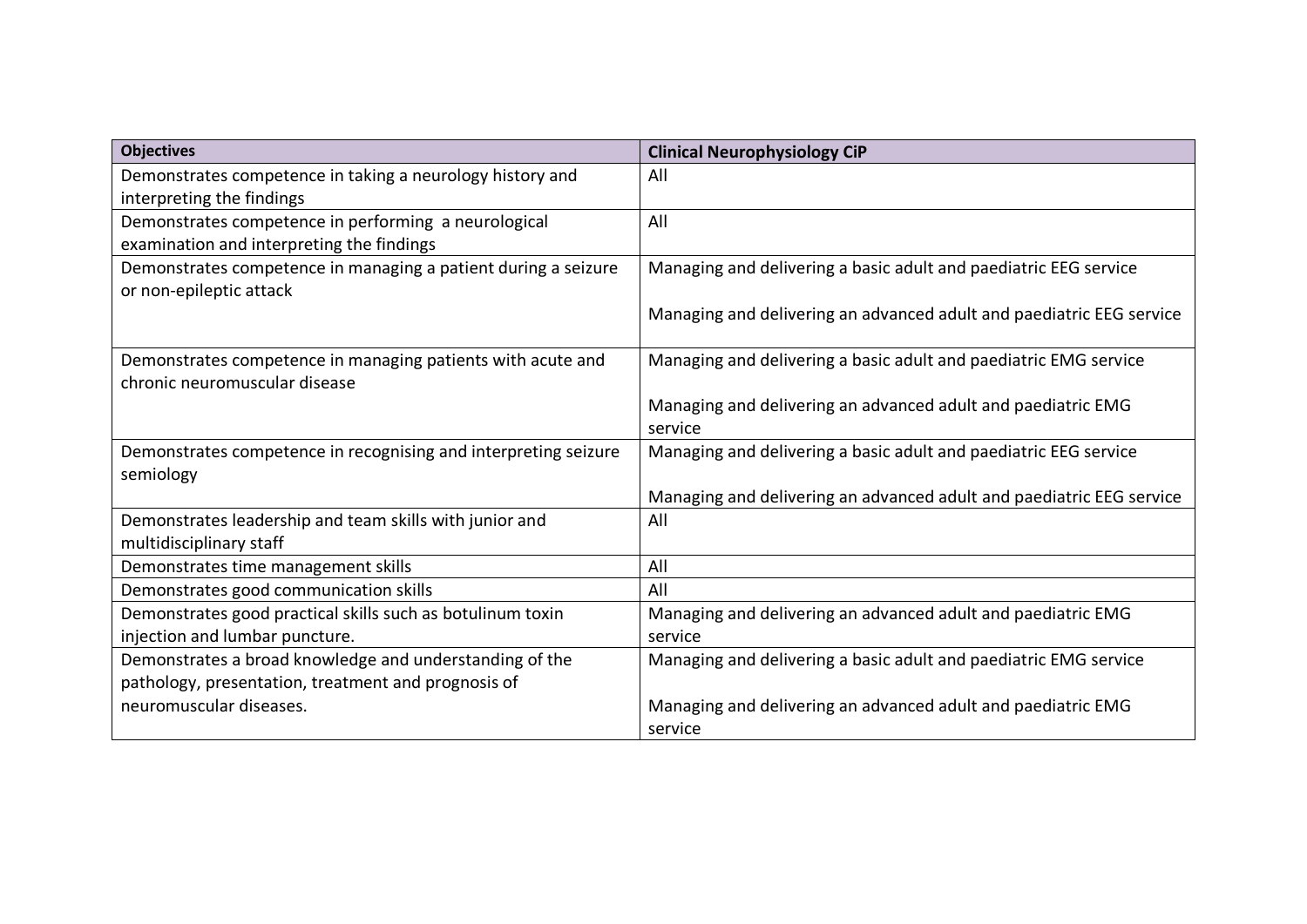| Objectives | Clinical Neurophysiology CiP |
| --- | --- |
| Demonstrates competence in taking a neurology history and interpreting the findings | All |
| Demonstrates competence in performing a neurological examination and interpreting the findings | All |
| Demonstrates competence in managing a patient during a seizure or non-epileptic attack | Managing and delivering a basic adult and paediatric EEG service<br><br>Managing and delivering an advanced adult and paediatric EEG service |
| Demonstrates competence in managing patients with acute and chronic neuromuscular disease | Managing and delivering a basic adult and paediatric EMG service<br><br>Managing and delivering an advanced adult and paediatric EMG service |
| Demonstrates competence in recognising and interpreting seizure semiology | Managing and delivering a basic adult and paediatric EEG service<br><br>Managing and delivering an advanced adult and paediatric EEG service |
| Demonstrates leadership and team skills with junior and multidisciplinary staff | All |
| Demonstrates time management skills | All |
| Demonstrates good communication skills | All |
| Demonstrates good practical skills such as botulinum toxin injection and lumbar puncture. | Managing and delivering an advanced adult and paediatric EMG service |
| Demonstrates a broad knowledge and understanding of the pathology, presentation, treatment and prognosis of neuromuscular diseases. | Managing and delivering a basic adult and paediatric EMG service<br><br>Managing and delivering an advanced adult and paediatric EMG service |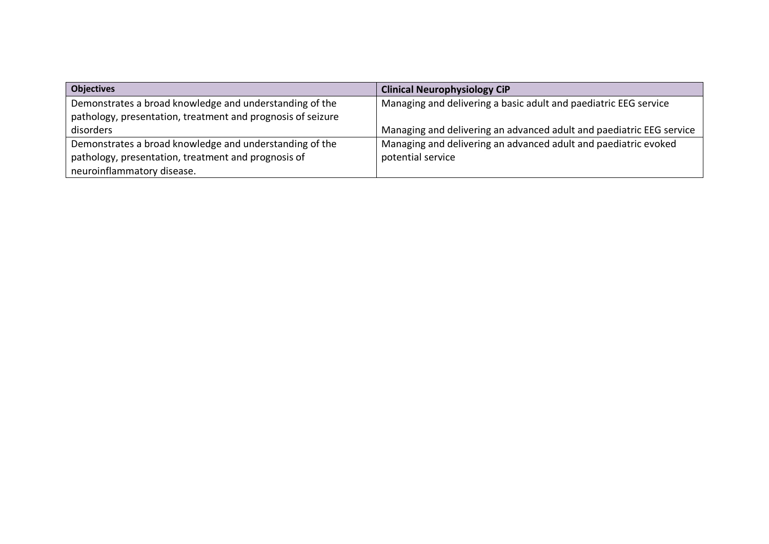| Objectives | Clinical Neurophysiology CiP |
| --- | --- |
| Demonstrates a broad knowledge and understanding of the pathology, presentation, treatment and prognosis of seizure disorders | Managing and delivering a basic adult and paediatric EEG service<br><br>Managing and delivering an advanced adult and paediatric EEG service |
| Demonstrates a broad knowledge and understanding of the pathology, presentation, treatment and prognosis of neuroinflammatory disease. | Managing and delivering an advanced adult and paediatric evoked potential service |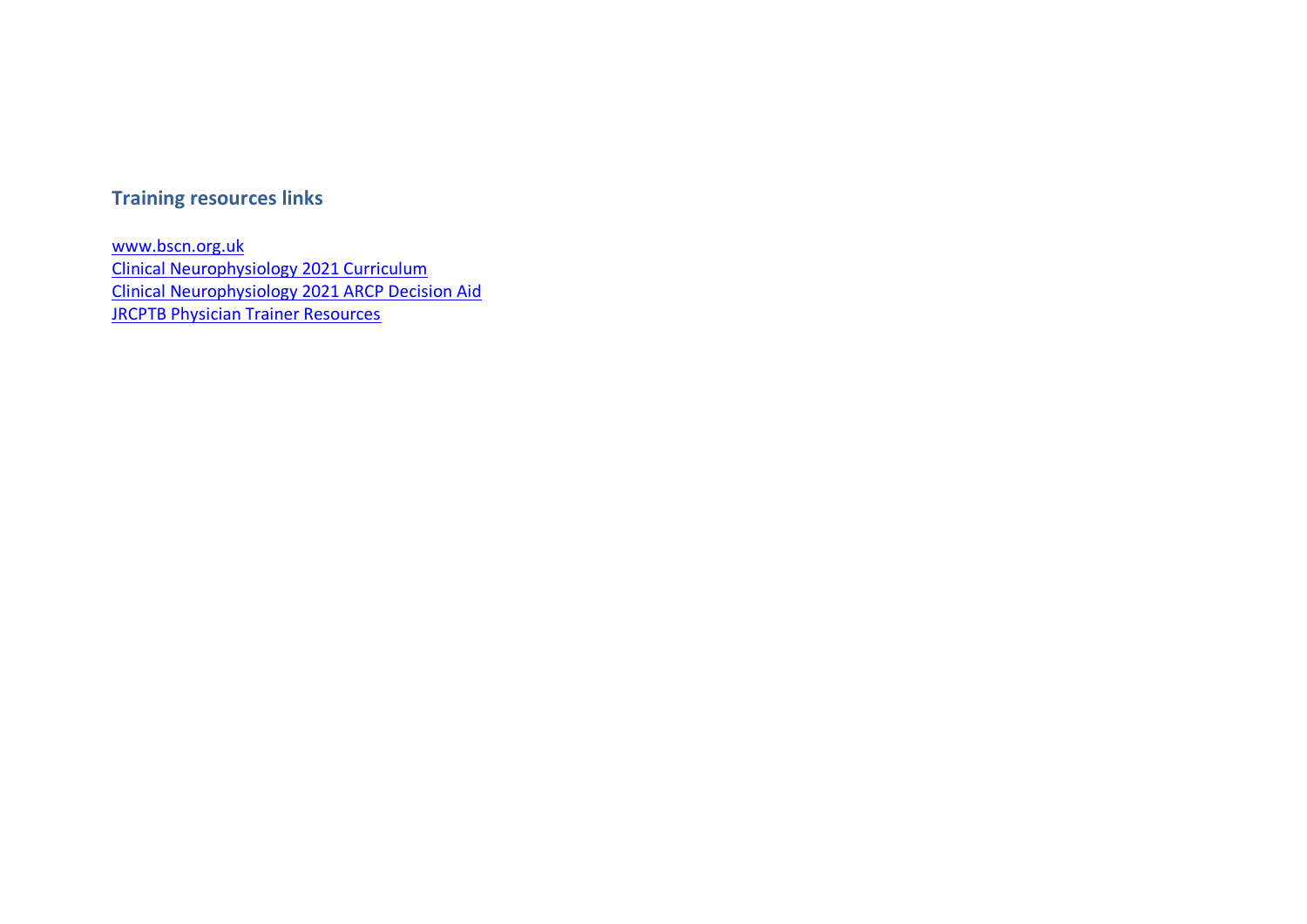## Training resources links

www.bscn.org.uk  
Clinical Neurophysiology 2021 Curriculum  
Clinical Neurophysiology 2021 ARCP Decision Aid  
JRCPTB Physician Trainer Resources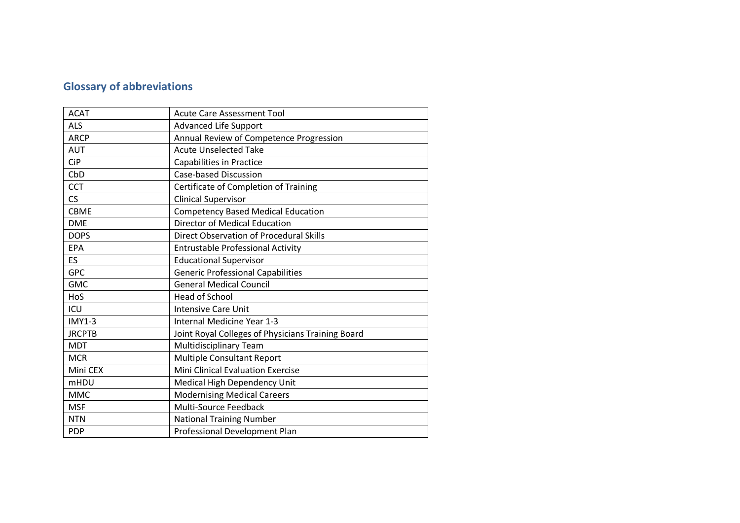## Glossary of abbreviations

| | |
|---|---|
| ACAT | Acute Care Assessment Tool |
| ALS | Advanced Life Support |
| ARCP | Annual Review of Competence Progression |
| AUT | Acute Unselected Take |
| CiP | Capabilities in Practice |
| CbD | Case-based Discussion |
| CCT | Certificate of Completion of Training |
| CS | Clinical Supervisor |
| CBME | Competency Based Medical Education |
| DME | Director of Medical Education |
| DOPS | Direct Observation of Procedural Skills |
| EPA | Entrustable Professional Activity |
| ES | Educational Supervisor |
| GPC | Generic Professional Capabilities |
| GMC | General Medical Council |
| HoS | Head of School |
| ICU | Intensive Care Unit |
| IMY1-3 | Internal Medicine Year 1-3 |
| JRCPTB | Joint Royal Colleges of Physicians Training Board |
| MDT | Multidisciplinary Team |
| MCR | Multiple Consultant Report |
| Mini CEX | Mini Clinical Evaluation Exercise |
| mHDU | Medical High Dependency Unit |
| MMC | Modernising Medical Careers |
| MSF | Multi-Source Feedback |
| NTN | National Training Number |
| PDP | Professional Development Plan |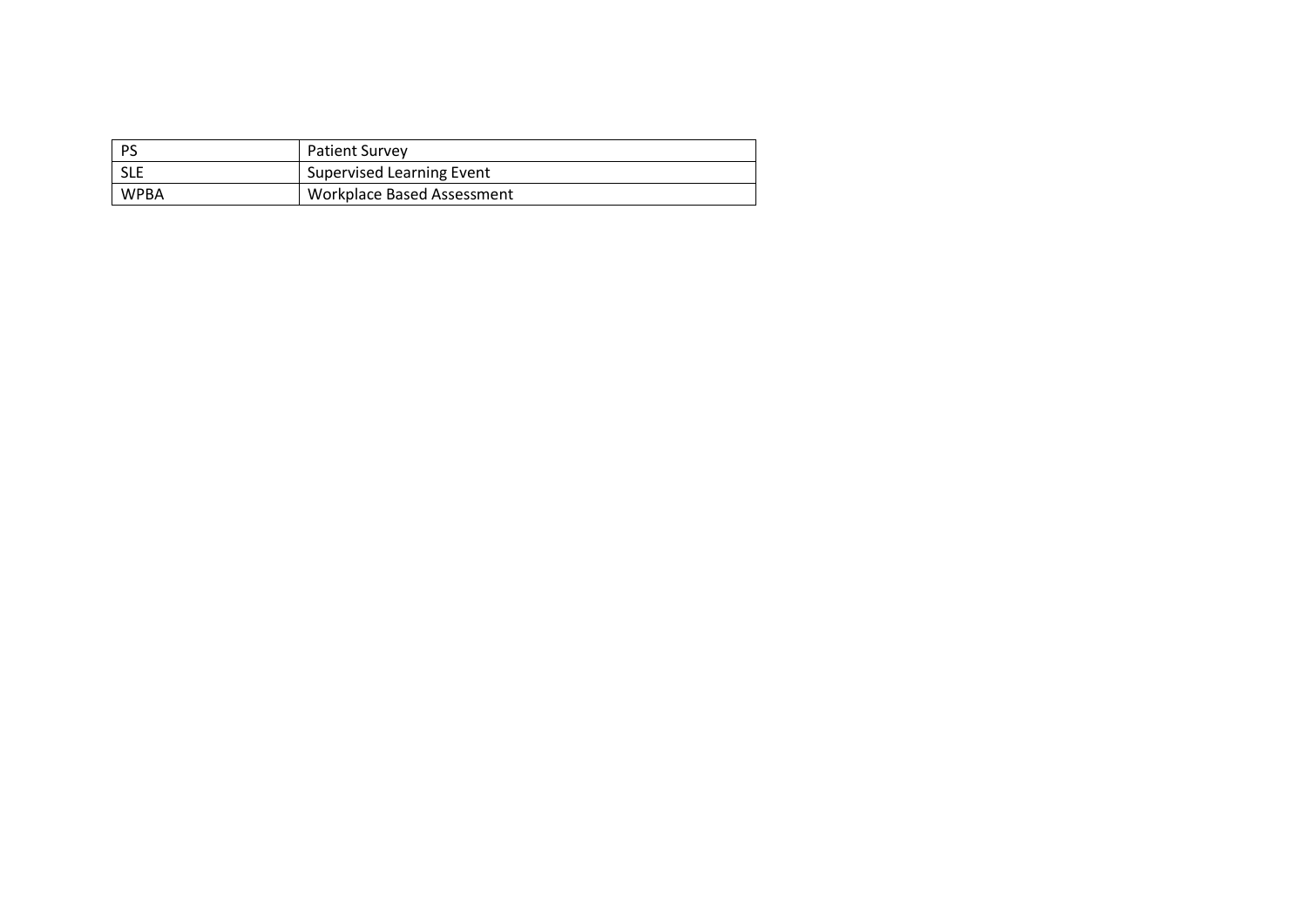| PS | Patient Survey |
|---|---|
| SLE | Supervised Learning Event |
| WPBA | Workplace Based Assessment |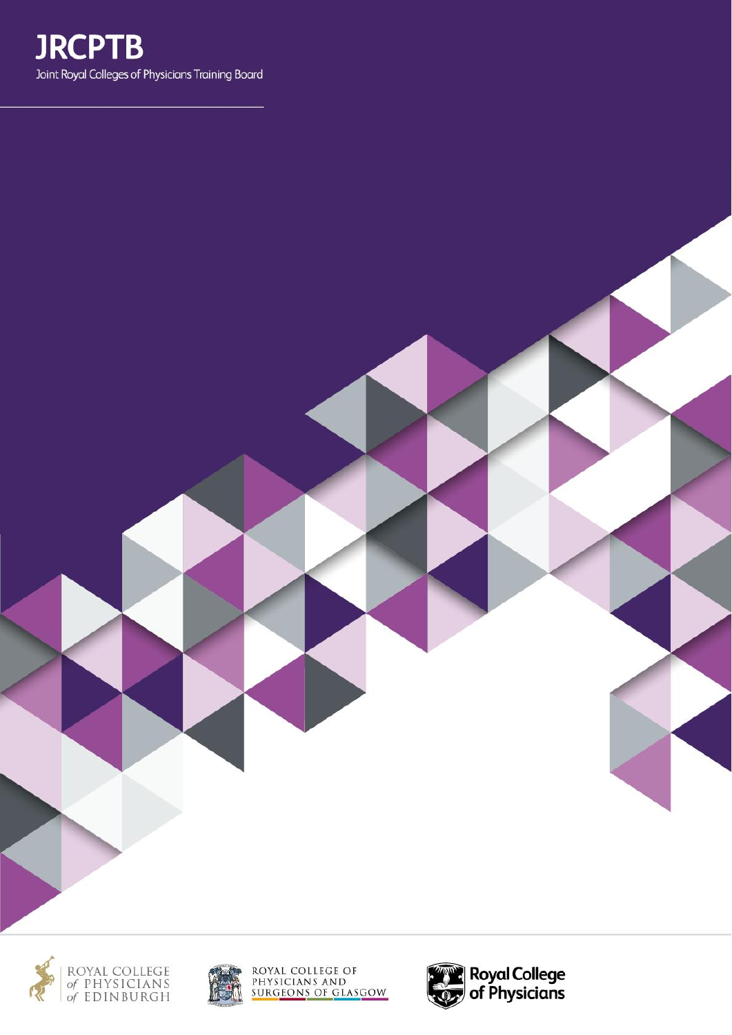# JRCPTB

Joint Royal Colleges of Physicians Training Board

ROYAL COLLEGE of PHYSICIANS of EDINBURGH

ROYAL COLLEGE OF PHYSICIANS AND SURGEONS OF GLASGOW

Royal College of Physicians